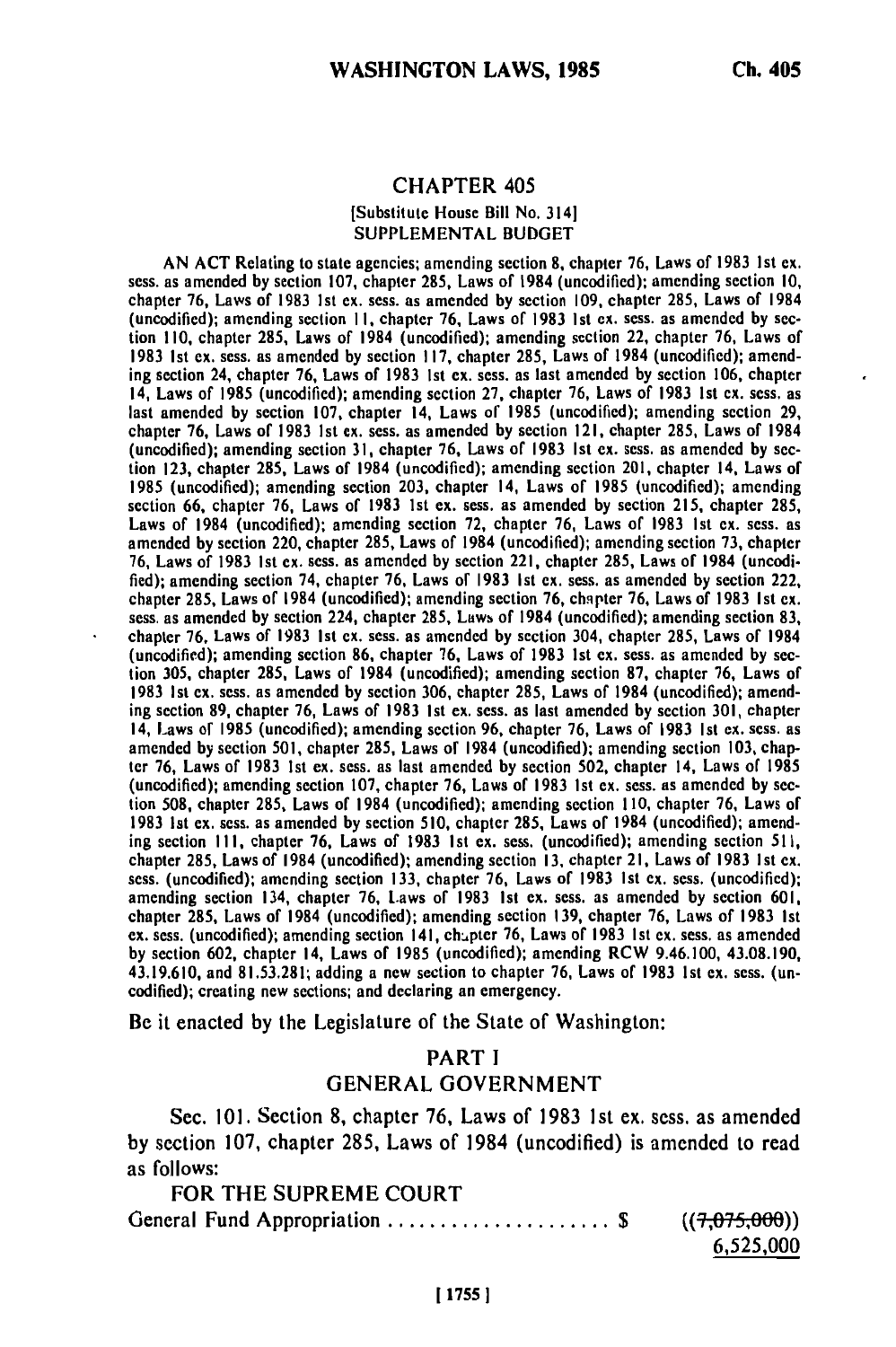## CHAPTER 405

[Substitute House Bill No. 314]

SUPPLEMENTAL BUDGET

AN ACT Relating to state agencies; amending section 8, chapter 76, Laws of 1983 1st ex. sess. as amended by section 107, chapter 285, Laws of 1984 (uncodified); amending section 10, chapter 76, Laws of 1983 1st ex. sess. as amended by section 109, chapter 285, Laws of 1984 (uncodified); amending section 11, chapter 76, Laws of 1983 1st ex. sess. as amended by section 110, chapter 285, Laws of 1984 (uncodified); amending section 22, chapter 76, Laws of 1983 1st ex. sess. as amended by section 117, chapter 285, Laws of 1984 (uncodified); amending section 24, chapter 76, Laws of 1983 1st ex. sess. as last amended by section 106, chapter 14, Laws of 1985 (uncodified); amending section 27, chapter 76, Laws of 1983 1st ex. sess. as last amended by section 107, chapter 14, Laws of 1985 (uncodified); amending section 29, chapter 76, Laws of 1983 1st ex. sess. as amended by section 121, chapter 285, Laws of 1984 (uncodified); amending section 31, chapter 76, Laws of 1983 1st ex. sess. as amended by section 123, chapter 285, Laws of 1984 (uncodified); amending section 201, chapter 14, Laws of 1985 (uncodified); amending section 203, chapter 14, Laws of 1985 (uncodified); amending section 66, chapter 76, Laws of 1983 1st ex. sess. as amended by section 215, chapter 285, Laws of 1984 (uncodified); amending section 72, chapter 76, Laws of 1983 1st ex. sess. as amended by section 220, chapter 285, Laws of 1984 (uncodified); amending section 73, chapter 76, Laws of 1983 1st ex. sess. as amended by section 221, chapter 285, Laws of 1984 (uncodified); amending section 74, chapter 76, Laws of 1983 1st ex. sess. as amended by section 222, chapter 285, Laws of 1984 (uncodified); amending section 76, chapter 76, Laws of 1983 1st ex. sess. as amended by section 224, chapter 285, Laws of 1984 (uncodified); amending section 83, chapter 76, Laws of 1983 1st ex. sess. as amended by section 304, chapter 285, Laws of 1984 (uncodified); amending section 86, chapter 76, Laws of 1983 1st ex. sess. as amended by section 305, chapter 285, Laws of 1984 (uncodified); amending section 87, chapter 76, Laws of 1983 1st ex. sess. as amended by section 306, chapter 285, Laws of 1984 (uncodified); amending section 89, chapter 76, Laws of 1983 1st ex. sess. as last amended by section 301, chapter 14, Laws of 1985 (uncodified); amending section 96, chapter 76, Laws of 1983 1st ex. sess. as amended by section 501, chapter 285, Laws of 1984 (uncodified); amending section 103, chapter 76, Laws of 1983 1st ex. sess. as last amended by section 502, chapter 14, Laws of 1985 (uncodified); amending section 107, chapter 76, Laws of 1983 1st ex. sess. as amended by section 508, chapter 285, Laws of 1984 (uncodified); amending section 110, chapter 76, Laws of 1983 1st ex. sess. as amended by section 510, chapter 285, Laws of 1984 (uncodified); amending section 111, chapter 76, Laws of 1983 1st ex. sess. (uncodified); amending section 511, chapter 285, Laws of 1984 (uncodified); amending section 13, chapter 21, Laws of 1983 1st ex. sess. (uncodified); amending section 133, chapter 76, Laws of 1983 1st ex. sess. (uncodified); amending section 134, chapter 76, Laws of 1983 1st ex. sess. as amended by section 601, chapter 285, Laws of 1984 (uncodified); amending section 139, chapter 76, Laws of 1983 1st ex. sess. (uncodified); amending section 141, chapter 76, Laws of 1983 1st ex. sess. as amended by section 602, chapter 14, Laws of 1985 (uncodified); amending RCW 9.46.100, 43.08.190, 43.19.610, and 81.53.281; adding a new section to chapter 76, Laws of 1983 1st ex. sess. (uncodified); creating new sections; and declaring an emergency.

Be it enacted by the Legislature of the State of Washington:

### PART I
### GENERAL GOVERNMENT

Sec. 101. Section 8, chapter 76, Laws of 1983 1st ex. sess. as amended by section 107, chapter 285, Laws of 1984 (uncodified) is amended to read as follows:

FOR THE SUPREME COURT

General Fund Appropriation . . . . . . . . . . . . . . . . . . . . . $ ((~~7,075,000~~))
6,525,000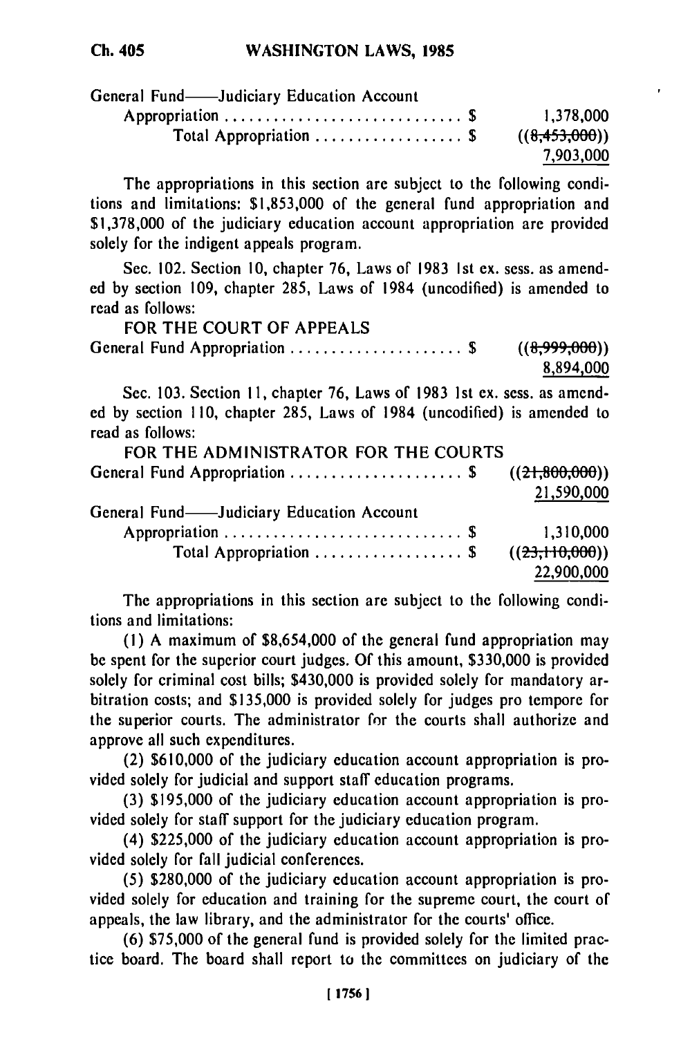General Fund——Judiciary Education Account

| | | |
|---|---|---|
| Appropriation | $ | 1,378,000 |
| Total Appropriation | $ | ((~~8,453,000~~)) 7,903,000 |

The appropriations in this section are subject to the following conditions and limitations: $1,853,000 of the general fund appropriation and $1,378,000 of the judiciary education account appropriation are provided solely for the indigent appeals program.

Sec. 102. Section 10, chapter 76, Laws of 1983 1st ex. sess. as amended by section 109, chapter 285, Laws of 1984 (uncodified) is amended to read as follows:

FOR THE COURT OF APPEALS

| | | |
|---|---|---|
| General Fund Appropriation | $ | ((~~8,999,000~~)) 8,894,000 |

Sec. 103. Section 11, chapter 76, Laws of 1983 1st ex. sess. as amended by section 110, chapter 285, Laws of 1984 (uncodified) is amended to read as follows:

FOR THE ADMINISTRATOR FOR THE COURTS

| | | |
|---|---|---|
| General Fund Appropriation | $ | ((~~21,800,000~~)) 21,590,000 |
| General Fund——Judiciary Education Account Appropriation | $ | 1,310,000 |
| Total Appropriation | $ | ((~~23,110,000~~)) 22,900,000 |

The appropriations in this section are subject to the following conditions and limitations:

(1) A maximum of $8,654,000 of the general fund appropriation may be spent for the superior court judges. Of this amount, $330,000 is provided solely for criminal cost bills; $430,000 is provided solely for mandatory arbitration costs; and $135,000 is provided solely for judges pro tempore for the superior courts. The administrator for the courts shall authorize and approve all such expenditures.

(2) $610,000 of the judiciary education account appropriation is provided solely for judicial and support staff education programs.

(3) $195,000 of the judiciary education account appropriation is provided solely for staff support for the judiciary education program.

(4) $225,000 of the judiciary education account appropriation is provided solely for fall judicial conferences.

(5) $280,000 of the judiciary education account appropriation is provided solely for education and training for the supreme court, the court of appeals, the law library, and the administrator for the courts' office.

(6) $75,000 of the general fund is provided solely for the limited practice board. The board shall report to the committees on judiciary of the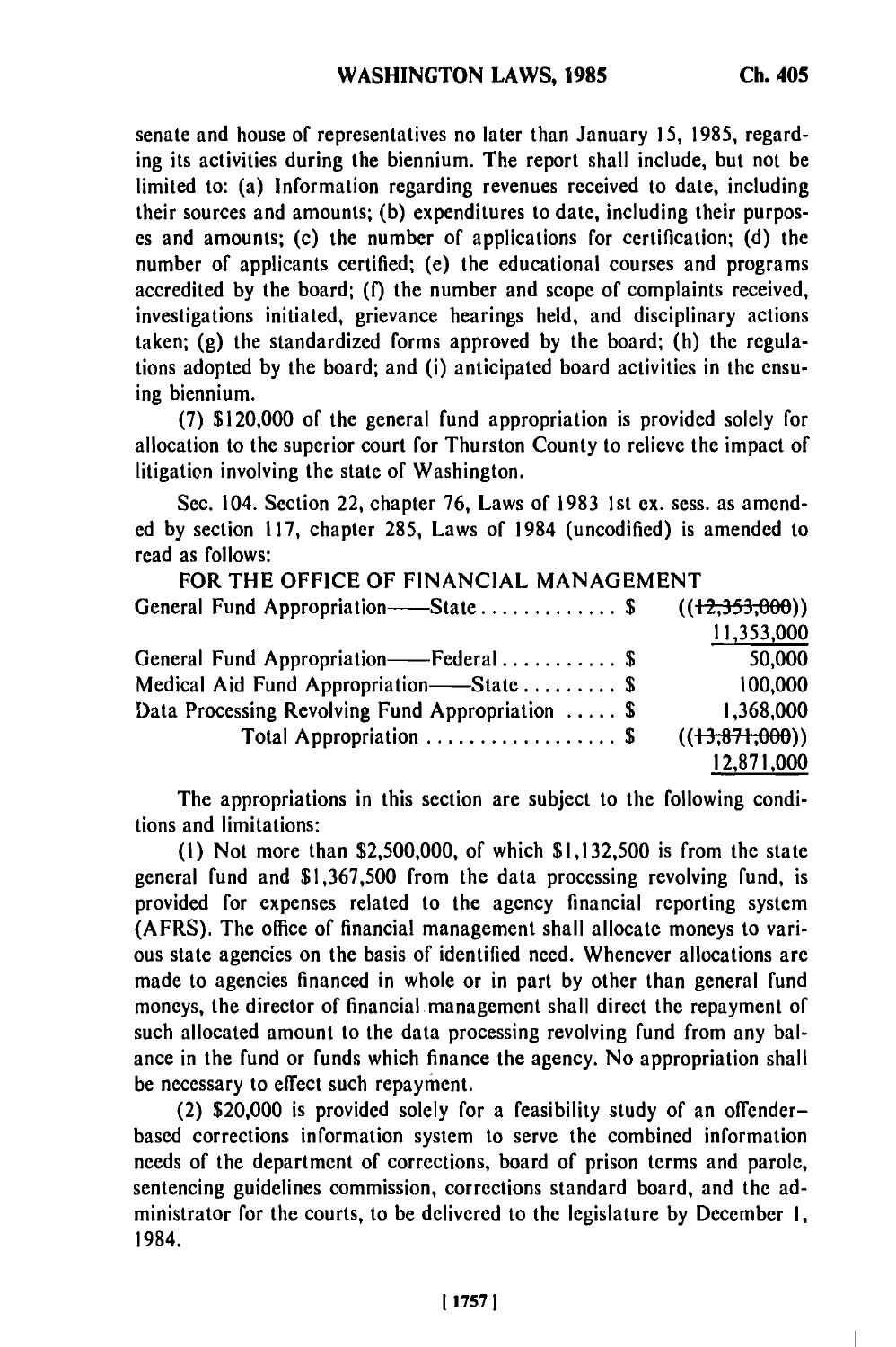senate and house of representatives no later than January 15, 1985, regarding its activities during the biennium. The report shall include, but not be limited to: (a) Information regarding revenues received to date, including their sources and amounts; (b) expenditures to date, including their purposes and amounts; (c) the number of applications for certification; (d) the number of applicants certified; (e) the educational courses and programs accredited by the board; (f) the number and scope of complaints received, investigations initiated, grievance hearings held, and disciplinary actions taken; (g) the standardized forms approved by the board; (h) the regulations adopted by the board; and (i) anticipated board activities in the ensuing biennium.

(7) $120,000 of the general fund appropriation is provided solely for allocation to the superior court for Thurston County to relieve the impact of litigation involving the state of Washington.

Sec. 104. Section 22, chapter 76, Laws of 1983 1st ex. sess. as amended by section 117, chapter 285, Laws of 1984 (uncodified) is amended to read as follows:

FOR THE OFFICE OF FINANCIAL MANAGEMENT

| | |
|---|---|
| General Fund Appropriation——State . . . . . . . . . . . . . $ | ((~~12,353,000~~)) 11,353,000 |
| General Fund Appropriation——Federal . . . . . . . . . . . $ | 50,000 |
| Medical Aid Fund Appropriation——State . . . . . . . . . $ | 100,000 |
| Data Processing Revolving Fund Appropriation . . . . . $ | 1,368,000 |
| Total Appropriation . . . . . . . . . . . . . . . . . . $ | ((~~13,871,000~~)) 12,871,000 |

The appropriations in this section are subject to the following conditions and limitations:

(1) Not more than $2,500,000, of which $1,132,500 is from the state general fund and $1,367,500 from the data processing revolving fund, is provided for expenses related to the agency financial reporting system (AFRS). The office of financial management shall allocate moneys to various state agencies on the basis of identified need. Whenever allocations are made to agencies financed in whole or in part by other than general fund moneys, the director of financial management shall direct the repayment of such allocated amount to the data processing revolving fund from any balance in the fund or funds which finance the agency. No appropriation shall be necessary to effect such repayment.

(2) $20,000 is provided solely for a feasibility study of an offender-based corrections information system to serve the combined information needs of the department of corrections, board of prison terms and parole, sentencing guidelines commission, corrections standard board, and the administrator for the courts, to be delivered to the legislature by December 1, 1984.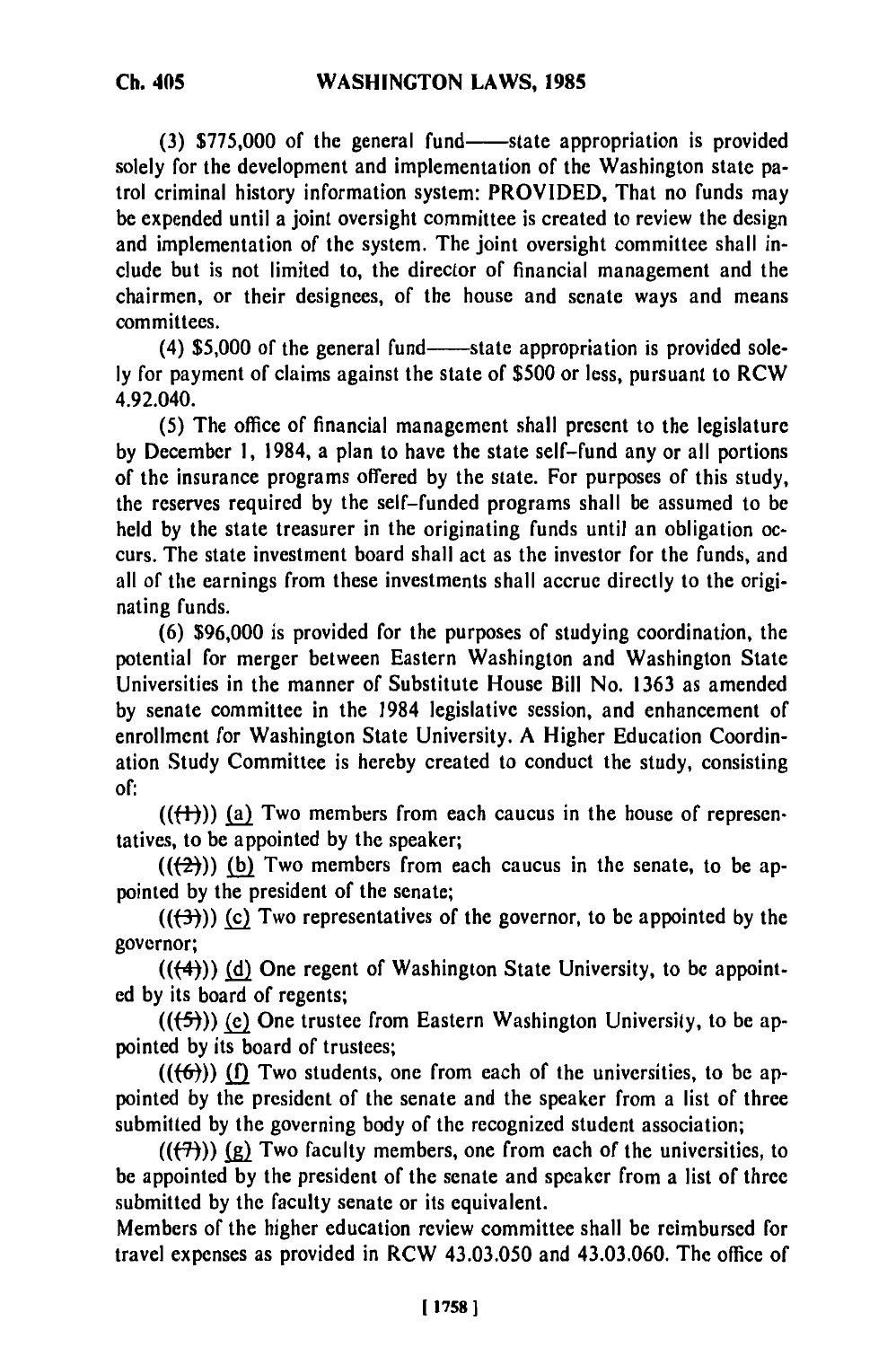(3) $775,000 of the general fund——state appropriation is provided solely for the development and implementation of the Washington state patrol criminal history information system: PROVIDED, That no funds may be expended until a joint oversight committee is created to review the design and implementation of the system. The joint oversight committee shall include but is not limited to, the director of financial management and the chairmen, or their designees, of the house and senate ways and means committees.

(4) $5,000 of the general fund——state appropriation is provided solely for payment of claims against the state of $500 or less, pursuant to RCW 4.92.040.

(5) The office of financial management shall present to the legislature by December 1, 1984, a plan to have the state self-fund any or all portions of the insurance programs offered by the state. For purposes of this study, the reserves required by the self-funded programs shall be assumed to be held by the state treasurer in the originating funds until an obligation occurs. The state investment board shall act as the investor for the funds, and all of the earnings from these investments shall accrue directly to the originating funds.

(6) $96,000 is provided for the purposes of studying coordination, the potential for merger between Eastern Washington and Washington State Universities in the manner of Substitute House Bill No. 1363 as amended by senate committee in the 1984 legislative session, and enhancement of enrollment for Washington State University. A Higher Education Coordination Study Committee is hereby created to conduct the study, consisting of:

(((1))) (a) Two members from each caucus in the house of representatives, to be appointed by the speaker;

(((2))) (b) Two members from each caucus in the senate, to be appointed by the president of the senate;

(((3))) (c) Two representatives of the governor, to be appointed by the governor;

(((4))) (d) One regent of Washington State University, to be appointed by its board of regents;

(((5))) (e) One trustee from Eastern Washington University, to be appointed by its board of trustees;

(((6))) (f) Two students, one from each of the universities, to be appointed by the president of the senate and the speaker from a list of three submitted by the governing body of the recognized student association;

(((7))) (g) Two faculty members, one from each of the universities, to be appointed by the president of the senate and speaker from a list of three submitted by the faculty senate or its equivalent.

Members of the higher education review committee shall be reimbursed for travel expenses as provided in RCW 43.03.050 and 43.03.060. The office of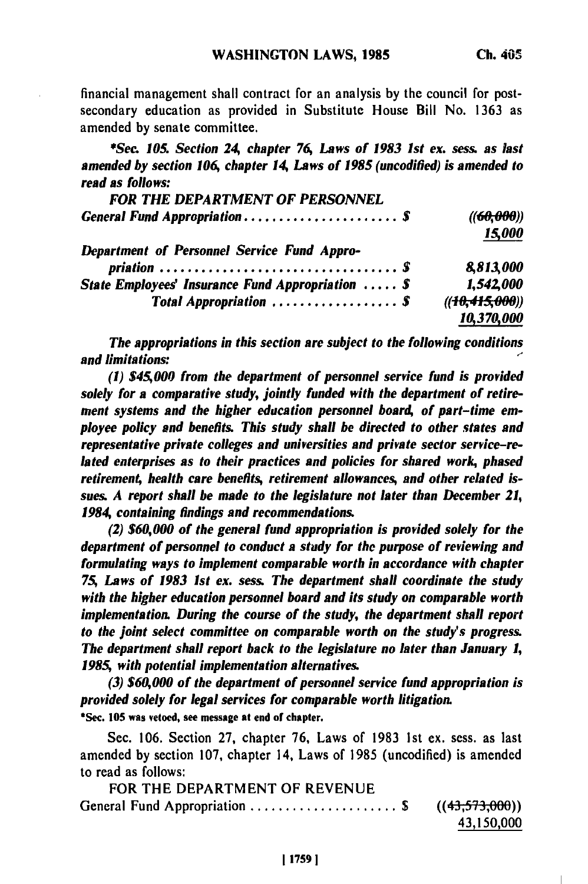financial management shall contract for an analysis by the council for post-secondary education as provided in Substitute House Bill No. 1363 as amended by senate committee.

*\*Sec. 105. Section 24, chapter 76, Laws of 1983 1st ex. sess. as last amended by section 106, chapter 14, Laws of 1985 (uncodified) is amended to read as follows:*

*FOR THE DEPARTMENT OF PERSONNEL*

| | |
|---|---|
| *General Fund Appropriation . . . . . . . . . . . . . . . . . . . . . . $* | *((~~60,000~~))* <u>*15,000*</u> |
| *Department of Personnel Service Fund Appropriation . . . . . . . . . . . . . . . . . . . . . . . . . . . . . . . . . $* | *8,813,000* |
| *State Employees' Insurance Fund Appropriation . . . . . $* | *1,542,000* |
| *Total Appropriation . . . . . . . . . . . . . . . . . . $* | *((~~10,415,000~~))* <u>*10,370,000*</u> |

*The appropriations in this section are subject to the following conditions and limitations:*

*(1) $45,000 from the department of personnel service fund is provided solely for a comparative study, jointly funded with the department of retirement systems and the higher education personnel board, of part-time employee policy and benefits. This study shall be directed to other states and representative private colleges and universities and private sector service-related enterprises as to their practices and policies for shared work, phased retirement, health care benefits, retirement allowances, and other related issues. A report shall be made to the legislature not later than December 21, 1984, containing findings and recommendations.*

*(2) $60,000 of the general fund appropriation is provided solely for the department of personnel to conduct a study for the purpose of reviewing and formulating ways to implement comparable worth in accordance with chapter 75, Laws of 1983 1st ex. sess. The department shall coordinate the study with the higher education personnel board and its study on comparable worth implementation. During the course of the study, the department shall report to the joint select committee on comparable worth on the study's progress. The department shall report back to the legislature no later than January 1, 1985, with potential implementation alternatives.*

*(3) $60,000 of the department of personnel service fund appropriation is provided solely for legal services for comparable worth litigation.*

\*Sec. 105 was vetoed, see message at end of chapter.

Sec. 106. Section 27, chapter 76, Laws of 1983 1st ex. sess. as last amended by section 107, chapter 14, Laws of 1985 (uncodified) is amended to read as follows:

FOR THE DEPARTMENT OF REVENUE

| | |
|---|---|
| General Fund Appropriation . . . . . . . . . . . . . . . . . . . . . . $ | ((~~43,573,000~~)) <u>43,150,000</u> |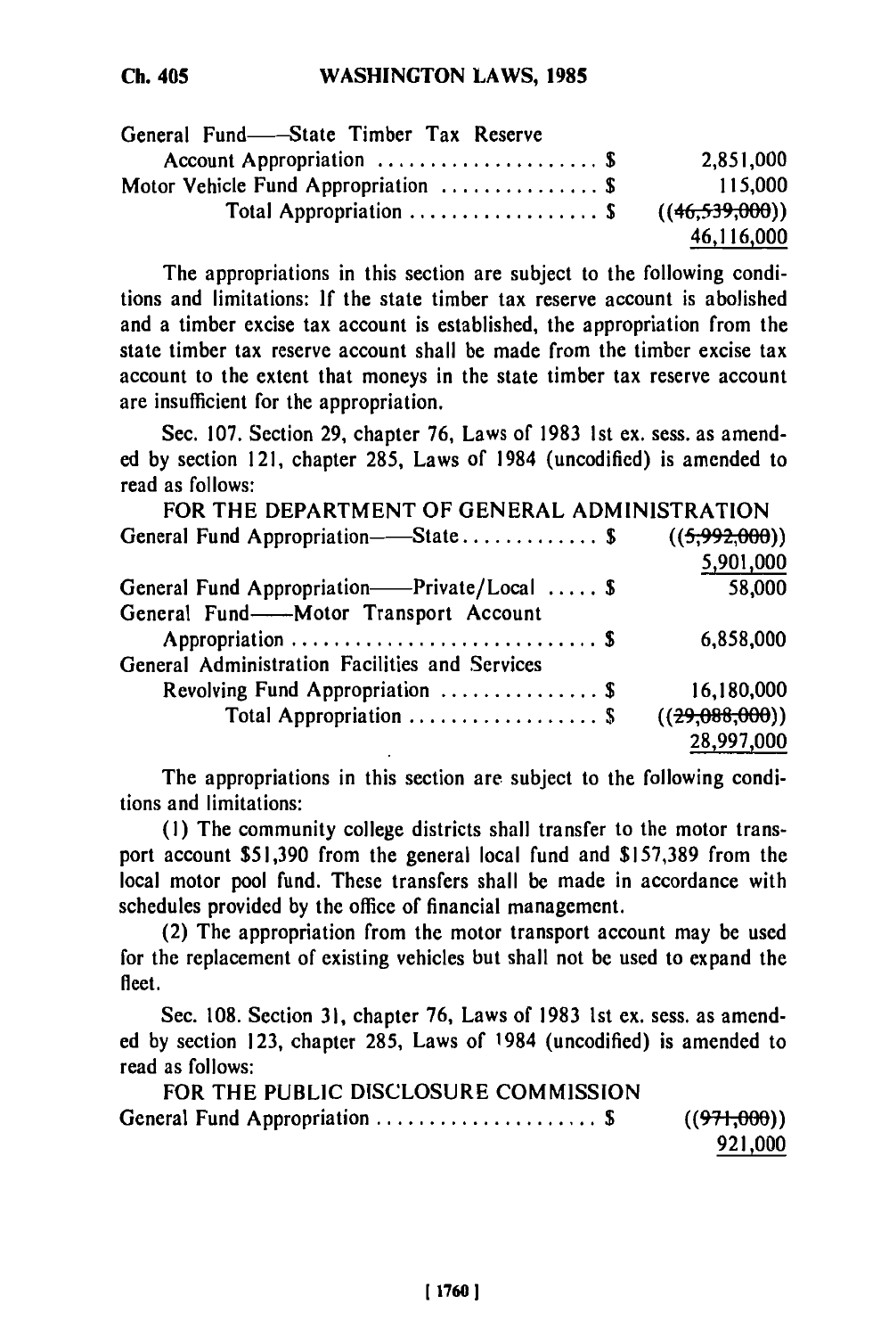| | |
|---|---|
| General Fund——State Timber Tax Reserve Account Appropriation .................... $ | 2,851,000 |
| Motor Vehicle Fund Appropriation .............. $ | 115,000 |
| Total Appropriation .................. $ | ((~~46,539,000~~)) <u>46,116,000</u> |

The appropriations in this section are subject to the following conditions and limitations: If the state timber tax reserve account is abolished and a timber excise tax account is established, the appropriation from the state timber tax reserve account shall be made from the timber excise tax account to the extent that moneys in the state timber tax reserve account are insufficient for the appropriation.

Sec. 107. Section 29, chapter 76, Laws of 1983 1st ex. sess. as amended by section 121, chapter 285, Laws of 1984 (uncodified) is amended to read as follows:

FOR THE DEPARTMENT OF GENERAL ADMINISTRATION

| | |
|---|---|
| General Fund Appropriation——State............ $ | ((~~5,992,000~~)) <u>5,901,000</u> |
| General Fund Appropriation——Private/Local ..... $ | 58,000 |
| General Fund——Motor Transport Account Appropriation ............................ $ | 6,858,000 |
| General Administration Facilities and Services Revolving Fund Appropriation .............. $ | 16,180,000 |
| Total Appropriation .................. $ | ((~~29,088,000~~)) <u>28,997,000</u> |

The appropriations in this section are subject to the following conditions and limitations:

(1) The community college districts shall transfer to the motor transport account $51,390 from the general local fund and $157,389 from the local motor pool fund. These transfers shall be made in accordance with schedules provided by the office of financial management.

(2) The appropriation from the motor transport account may be used for the replacement of existing vehicles but shall not be used to expand the fleet.

Sec. 108. Section 31, chapter 76, Laws of 1983 1st ex. sess. as amended by section 123, chapter 285, Laws of 1984 (uncodified) is amended to read as follows:

FOR THE PUBLIC DISCLOSURE COMMISSION

| | |
|---|---|
| General Fund Appropriation ..................... $ | ((~~971,000~~)) <u>921,000</u> |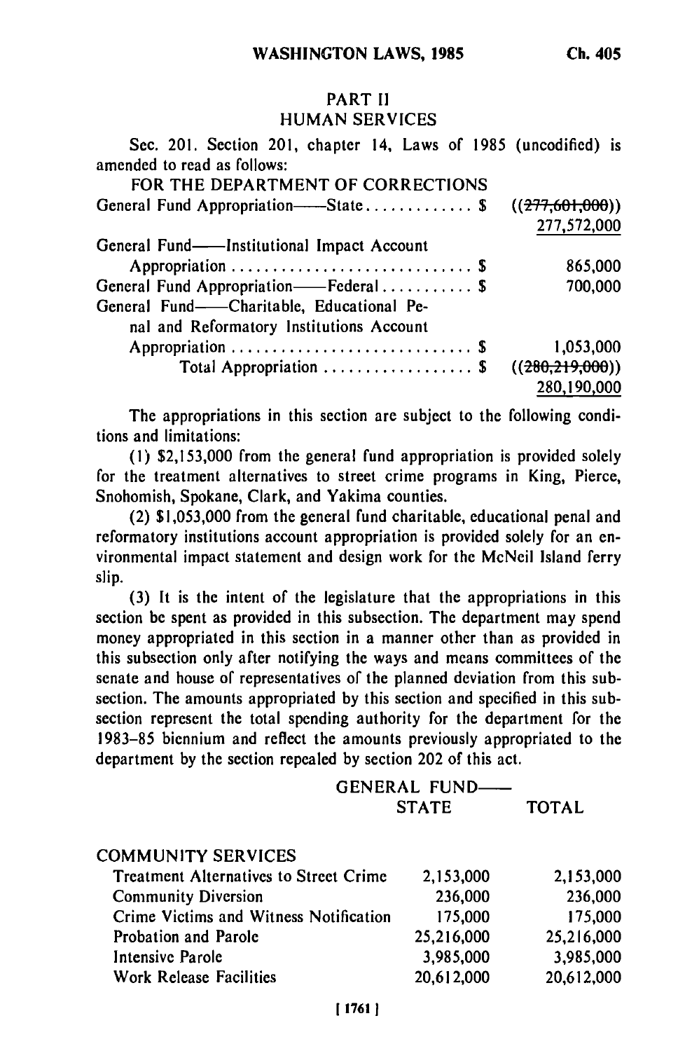## PART II
## HUMAN SERVICES

Sec. 201. Section 201, chapter 14, Laws of 1985 (uncodified) is amended to read as follows:

FOR THE DEPARTMENT OF CORRECTIONS

| | |
|---|---|
| General Fund Appropriation—State . . . . . . . . . . . . . $ | ((~~277,601,000~~)) 277,572,000 |
| General Fund—Institutional Impact Account Appropriation . . . . . . . . . . . . . . . . . . . . . . . . . . . . $ | 865,000 |
| General Fund Appropriation—Federal . . . . . . . . . . . $ | 700,000 |
| General Fund—Charitable, Educational Penal and Reformatory Institutions Account Appropriation . . . . . . . . . . . . . . . . . . . . . . . . . . . . $ | 1,053,000 |
| Total Appropriation . . . . . . . . . . . . . . . . . . $ | ((~~280,219,000~~)) 280,190,000 |

The appropriations in this section are subject to the following conditions and limitations:

(1) $2,153,000 from the general fund appropriation is provided solely for the treatment alternatives to street crime programs in King, Pierce, Snohomish, Spokane, Clark, and Yakima counties.

(2) $1,053,000 from the general fund charitable, educational penal and reformatory institutions account appropriation is provided solely for an environmental impact statement and design work for the McNeil Island ferry slip.

(3) It is the intent of the legislature that the appropriations in this section be spent as provided in this subsection. The department may spend money appropriated in this section in a manner other than as provided in this subsection only after notifying the ways and means committees of the senate and house of representatives of the planned deviation from this subsection. The amounts appropriated by this section and specified in this subsection represent the total spending authority for the department for the 1983–85 biennium and reflect the amounts previously appropriated to the department by the section repealed by section 202 of this act.

| | GENERAL FUND—STATE | TOTAL |
|---|---|---|
| COMMUNITY SERVICES | | |
| Treatment Alternatives to Street Crime | 2,153,000 | 2,153,000 |
| Community Diversion | 236,000 | 236,000 |
| Crime Victims and Witness Notification | 175,000 | 175,000 |
| Probation and Parole | 25,216,000 | 25,216,000 |
| Intensive Parole | 3,985,000 | 3,985,000 |
| Work Release Facilities | 20,612,000 | 20,612,000 |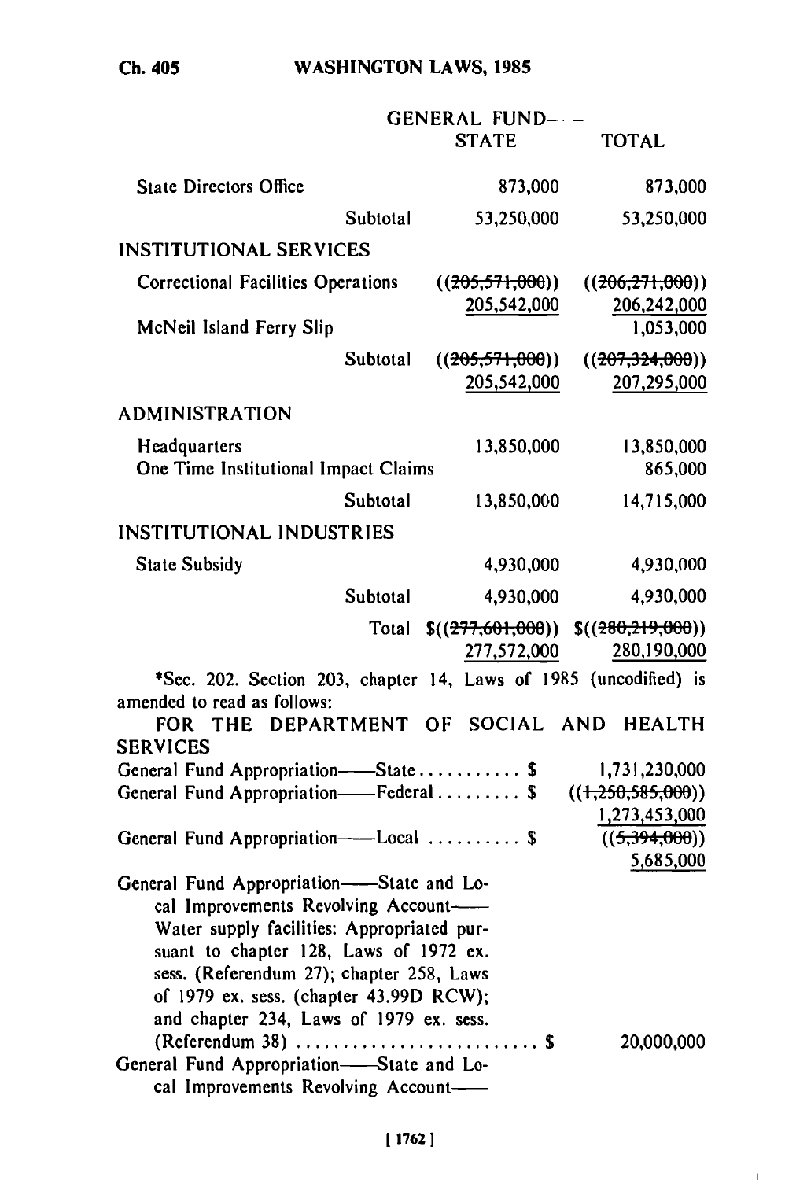| | | GENERAL FUND—— STATE | TOTAL |
|---|---|---|---|
| State Directors Office | | 873,000 | 873,000 |
| | Subtotal | 53,250,000 | 53,250,000 |
| INSTITUTIONAL SERVICES | | | |
| Correctional Facilities Operations | | ((~~205,571,000~~)) 205,542,000 | ((~~206,271,000~~)) 206,242,000 |
| McNeil Island Ferry Slip | | | 1,053,000 |
| | Subtotal | ((~~205,571,000~~)) 205,542,000 | ((~~207,324,000~~)) 207,295,000 |
| ADMINISTRATION | | | |
| Headquarters | | 13,850,000 | 13,850,000 |
| One Time Institutional Impact Claims | | | 865,000 |
| | Subtotal | 13,850,000 | 14,715,000 |
| INSTITUTIONAL INDUSTRIES | | | |
| State Subsidy | | 4,930,000 | 4,930,000 |
| | Subtotal | 4,930,000 | 4,930,000 |
| | Total | $((~~277,601,000~~)) 277,572,000 | $((~~280,219,000~~)) 280,190,000 |

*Sec. 202. Section 203, chapter 14, Laws of 1985 (uncodified) is amended to read as follows:

FOR THE DEPARTMENT OF SOCIAL AND HEALTH SERVICES

| | |
|---|---|
| General Fund Appropriation——State . . . . . . . . . . . $ | 1,731,230,000 |
| General Fund Appropriation——Federal . . . . . . . . . $ | ((~~1,250,585,000~~)) 1,273,453,000 |
| General Fund Appropriation——Local . . . . . . . . . . $ | ((~~5,394,000~~)) 5,685,000 |
| General Fund Appropriation——State and Local Improvements Revolving Account——Water supply facilities: Appropriated pursuant to chapter 128, Laws of 1972 ex. sess. (Referendum 27); chapter 258, Laws of 1979 ex. sess. (chapter 43.99D RCW); and chapter 234, Laws of 1979 ex. sess. (Referendum 38) . . . . . . . . . . . . . . . . . . . . . . . . . $ | 20,000,000 |
| General Fund Appropriation——State and Local Improvements Revolving Account—— | |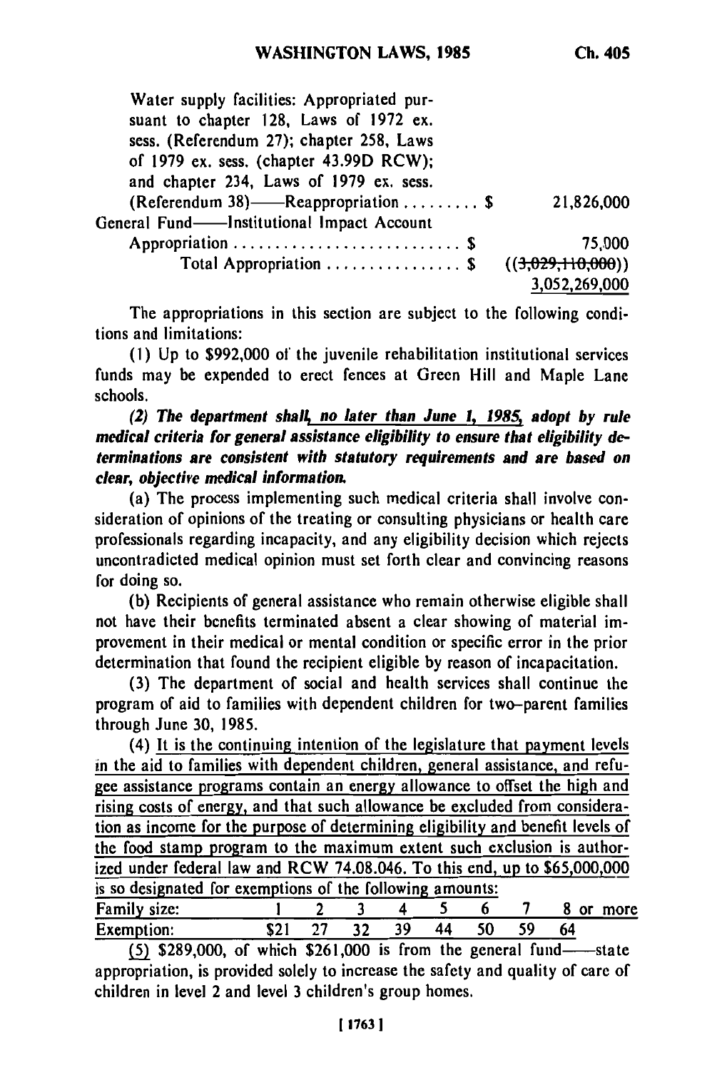Water supply facilities: Appropriated pursuant to chapter 128, Laws of 1972 ex. sess. (Referendum 27); chapter 258, Laws of 1979 ex. sess. (chapter 43.99D RCW); and chapter 234, Laws of 1979 ex. sess. (Referendum 38)——Reappropriation . . . . . . . . . $ 21,826,000

General Fund——Institutional Impact Account Appropriation . . . . . . . . . . . . . . . . . . . . . . . . . . . $ 75,000

Total Appropriation . . . . . . . . . . . . . . . . $ ((~~3,029,110,000~~)) 3,052,269,000

The appropriations in this section are subject to the following conditions and limitations:

(1) Up to $992,000 of the juvenile rehabilitation institutional services funds may be expended to erect fences at Green Hill and Maple Lane schools.

***(2) The department shall, no later than June 1, 1985, adopt by rule medical criteria for general assistance eligibility to ensure that eligibility determinations are consistent with statutory requirements and are based on clear, objective medical information.***

(a) The process implementing such medical criteria shall involve consideration of opinions of the treating or consulting physicians or health care professionals regarding incapacity, and any eligibility decision which rejects uncontradicted medical opinion must set forth clear and convincing reasons for doing so.

(b) Recipients of general assistance who remain otherwise eligible shall not have their benefits terminated absent a clear showing of material improvement in their medical or mental condition or specific error in the prior determination that found the recipient eligible by reason of incapacitation.

(3) The department of social and health services shall continue the program of aid to families with dependent children for two-parent families through June 30, 1985.

(4) <u>It is the continuing intention of the legislature that payment levels in the aid to families with dependent children, general assistance, and refugee assistance programs contain an energy allowance to offset the high and rising costs of energy, and that such allowance be excluded from consideration as income for the purpose of determining eligibility and benefit levels of the food stamp program to the maximum extent such exclusion is authorized under federal law and RCW 74.08.046. To this end, up to $65,000,000 is so designated for exemptions of the following amounts:</u>

| Family size: | 1 | 2 | 3 | 4 | 5 | 6 | 7 | 8 or more |
|---|---|---|---|---|---|---|---|---|
| Exemption: | $21 | 27 | 32 | 39 | 44 | 50 | 59 | 64 |

<u>(5)</u> $289,000, of which $261,000 is from the general fund——state appropriation, is provided solely to increase the safety and quality of care of children in level 2 and level 3 children's group homes.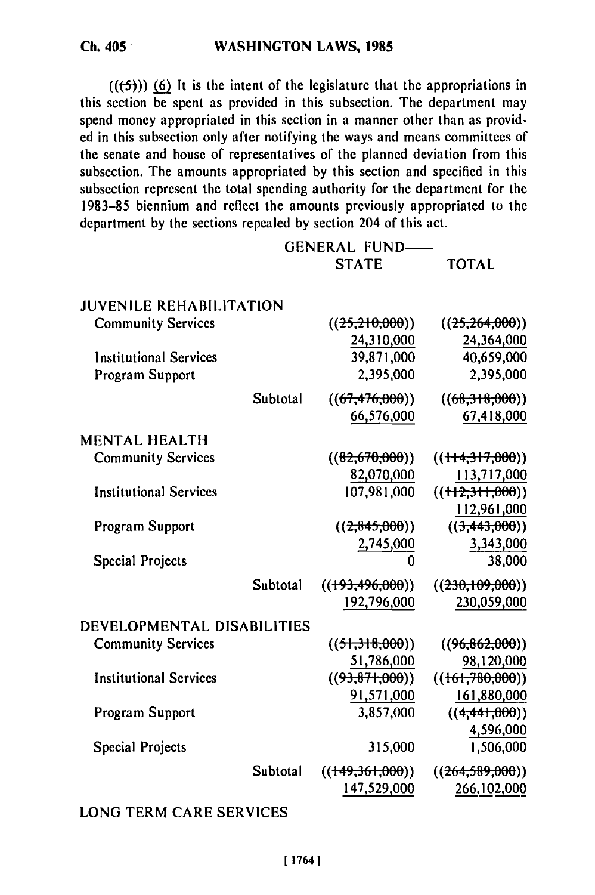(((5))) (6) It is the intent of the legislature that the appropriations in this section be spent as provided in this subsection. The department may spend money appropriated in this section in a manner other than as provided in this subsection only after notifying the ways and means committees of the senate and house of representatives of the planned deviation from this subsection. The amounts appropriated by this section and specified in this subsection represent the total spending authority for the department for the 1983–85 biennium and reflect the amounts previously appropriated to the department by the sections repealed by section 204 of this act.

| | | GENERAL FUND— STATE | TOTAL |
|---|---|---|---|
| JUVENILE REHABILITATION | | | |
| Community Services | | ((~~25,210,000~~)) 24,310,000 | ((~~25,264,000~~)) 24,364,000 |
| Institutional Services | | 39,871,000 | 40,659,000 |
| Program Support | | 2,395,000 | 2,395,000 |
| | Subtotal | ((~~67,476,000~~)) 66,576,000 | ((~~68,318,000~~)) 67,418,000 |
| MENTAL HEALTH | | | |
| Community Services | | ((~~82,670,000~~)) 82,070,000 | ((~~114,317,000~~)) 113,717,000 |
| Institutional Services | | 107,981,000 | ((~~112,311,000~~)) 112,961,000 |
| Program Support | | ((~~2,845,000~~)) 2,745,000 | ((~~3,443,000~~)) 3,343,000 |
| Special Projects | | 0 | 38,000 |
| | Subtotal | ((~~193,496,000~~)) 192,796,000 | ((~~230,109,000~~)) 230,059,000 |
| DEVELOPMENTAL DISABILITIES | | | |
| Community Services | | ((~~51,318,000~~)) 51,786,000 | ((~~96,862,000~~)) 98,120,000 |
| Institutional Services | | ((~~93,871,000~~)) 91,571,000 | ((~~161,780,000~~)) 161,880,000 |
| Program Support | | 3,857,000 | ((~~4,441,000~~)) 4,596,000 |
| Special Projects | | 315,000 | 1,506,000 |
| | Subtotal | ((~~149,361,000~~)) 147,529,000 | ((~~264,589,000~~)) 266,102,000 |

LONG TERM CARE SERVICES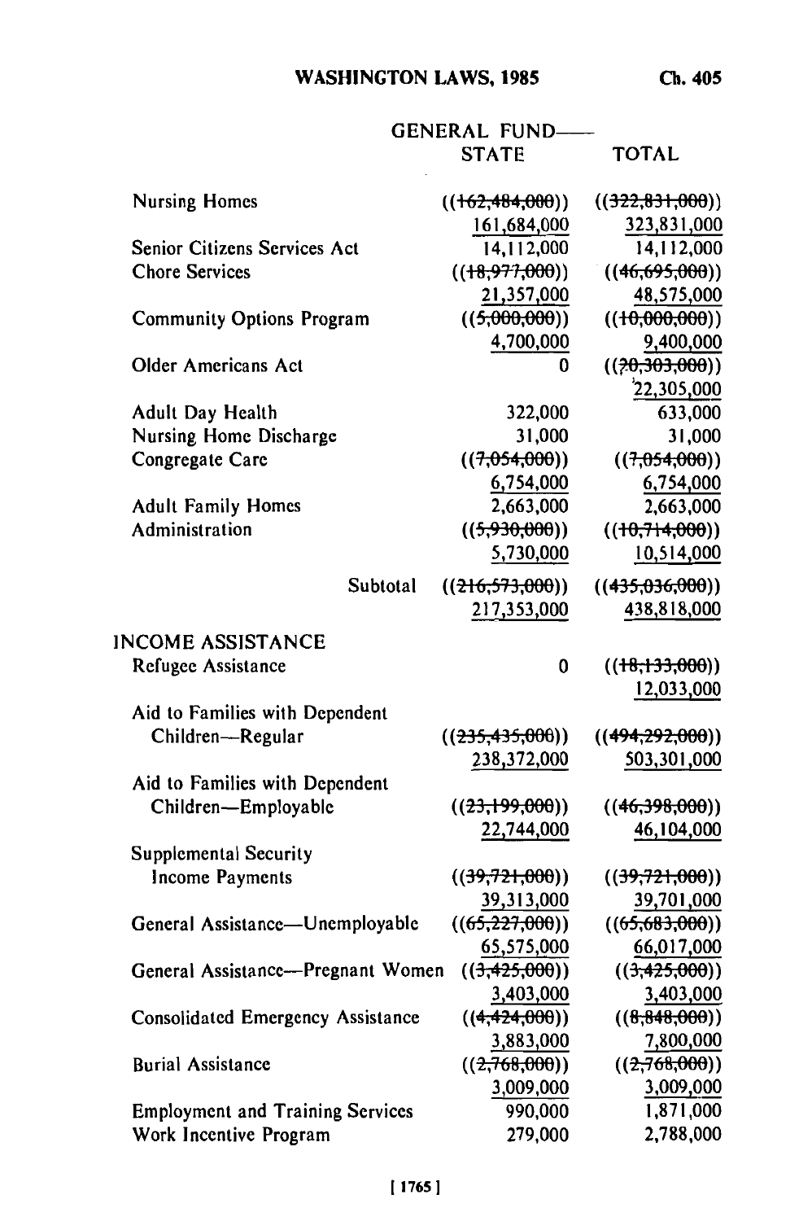| | GENERAL FUND—STATE | TOTAL |
|---|---|---|
| Nursing Homes | ((~~162,484,000~~)) 161,684,000 | ((~~322,831,000~~)) 323,831,000 |
| Senior Citizens Services Act | 14,112,000 | 14,112,000 |
| Chore Services | ((~~18,977,000~~)) 21,357,000 | ((~~46,695,000~~)) 48,575,000 |
| Community Options Program | ((~~5,000,000~~)) 4,700,000 | ((~~10,000,000~~)) 9,400,000 |
| Older Americans Act | 0 | ((~~20,303,000~~)) 22,305,000 |
| Adult Day Health | 322,000 | 633,000 |
| Nursing Home Discharge | 31,000 | 31,000 |
| Congregate Care | ((~~7,054,000~~)) 6,754,000 | ((~~7,054,000~~)) 6,754,000 |
| Adult Family Homes | 2,663,000 | 2,663,000 |
| Administration | ((~~5,930,000~~)) 5,730,000 | ((~~10,714,000~~)) 10,514,000 |
| Subtotal | ((~~216,573,000~~)) 217,353,000 | ((~~435,036,000~~)) 438,818,000 |
| **INCOME ASSISTANCE** | | |
| Refugee Assistance | 0 | ((~~18,133,000~~)) 12,033,000 |
| Aid to Families with Dependent Children—Regular | ((~~235,435,000~~)) 238,372,000 | ((~~494,292,000~~)) 503,301,000 |
| Aid to Families with Dependent Children—Employable | ((~~23,199,000~~)) 22,744,000 | ((~~46,398,000~~)) 46,104,000 |
| Supplemental Security Income Payments | ((~~39,721,000~~)) 39,313,000 | ((~~39,721,000~~)) 39,701,000 |
| General Assistance—Unemployable | ((~~65,227,000~~)) 65,575,000 | ((~~65,683,000~~)) 66,017,000 |
| General Assistance—Pregnant Women | ((~~3,425,000~~)) 3,403,000 | ((~~3,425,000~~)) 3,403,000 |
| Consolidated Emergency Assistance | ((~~4,424,000~~)) 3,883,000 | ((~~8,848,000~~)) 7,800,000 |
| Burial Assistance | ((~~2,768,000~~)) 3,009,000 | ((~~2,768,000~~)) 3,009,000 |
| Employment and Training Services | 990,000 | 1,871,000 |
| Work Incentive Program | 279,000 | 2,788,000 |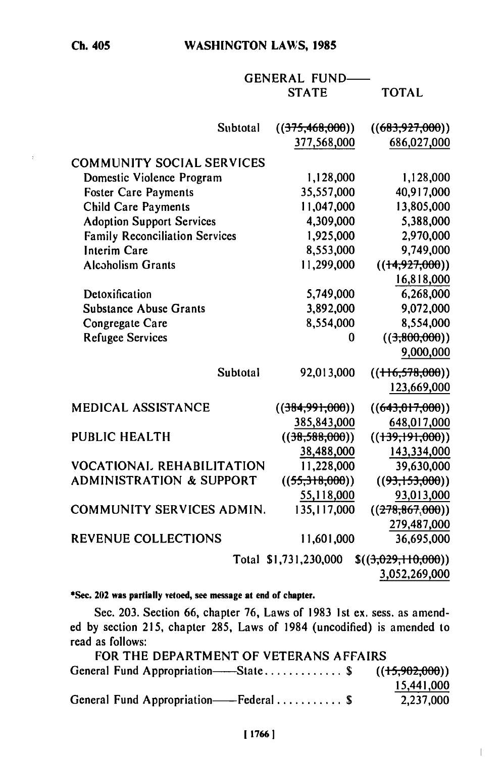| | GENERAL FUND—STATE | TOTAL |
|---|---|---|
| Subtotal | ((~~375,468,000~~)) 377,568,000 | ((~~683,927,000~~)) 686,027,000 |
| COMMUNITY SOCIAL SERVICES | | |
| Domestic Violence Program | 1,128,000 | 1,128,000 |
| Foster Care Payments | 35,557,000 | 40,917,000 |
| Child Care Payments | 11,047,000 | 13,805,000 |
| Adoption Support Services | 4,309,000 | 5,388,000 |
| Family Reconciliation Services | 1,925,000 | 2,970,000 |
| Interim Care | 8,553,000 | 9,749,000 |
| Alcoholism Grants | 11,299,000 | ((~~14,927,000~~)) 16,818,000 |
| Detoxification | 5,749,000 | 6,268,000 |
| Substance Abuse Grants | 3,892,000 | 9,072,000 |
| Congregate Care | 8,554,000 | 8,554,000 |
| Refugee Services | 0 | ((~~3,800,000~~)) 9,000,000 |
| Subtotal | 92,013,000 | ((~~116,578,000~~)) 123,669,000 |
| MEDICAL ASSISTANCE | ((~~384,991,000~~)) 385,843,000 | ((~~643,017,000~~)) 648,017,000 |
| PUBLIC HEALTH | ((~~38,588,000~~)) 38,488,000 | ((~~139,191,000~~)) 143,334,000 |
| VOCATIONAL REHABILITATION | 11,228,000 | 39,630,000 |
| ADMINISTRATION & SUPPORT | ((~~55,318,000~~)) 55,118,000 | ((~~93,153,000~~)) 93,013,000 |
| COMMUNITY SERVICES ADMIN. | 135,117,000 | ((~~278,867,000~~)) 279,487,000 |
| REVENUE COLLECTIONS | 11,601,000 | 36,695,000 |
| Total | $1,731,230,000 | $((~~3,029,110,000~~)) 3,052,269,000 |

*Sec. 202 was partially vetoed, see message at end of chapter.

Sec. 203. Section 66, chapter 76, Laws of 1983 1st ex. sess. as amended by section 215, chapter 285, Laws of 1984 (uncodified) is amended to read as follows:

FOR THE DEPARTMENT OF VETERANS AFFAIRS

| | |
|---|---|
| General Fund Appropriation—State . . . . . . . . . . . . $ | ((~~15,902,000~~)) 15,441,000 |
| General Fund Appropriation—Federal . . . . . . . . . . . $ | 2,237,000 |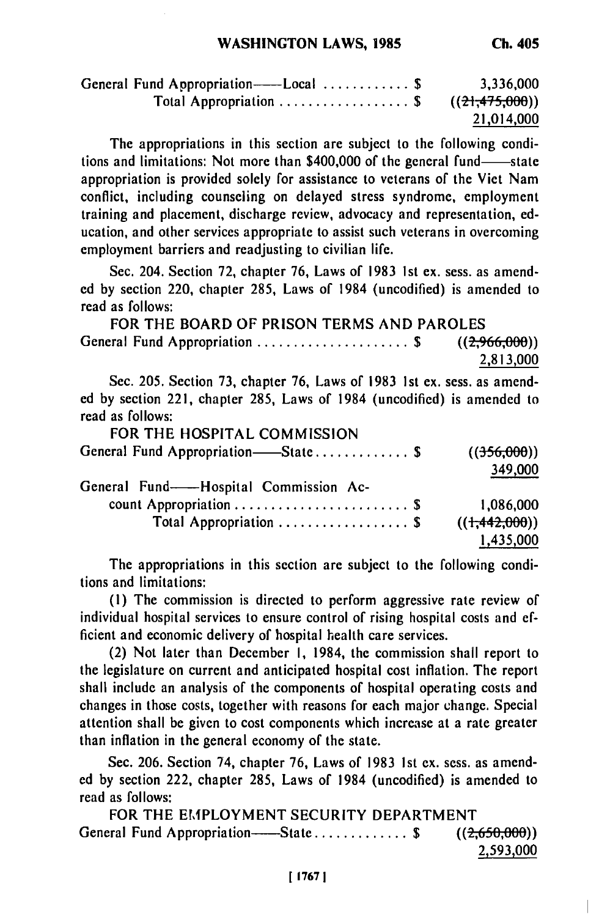| | |
|---|---|
| General Fund Appropriation——Local . . . . . . . . . . . . $ | 3,336,000 |
| Total Appropriation . . . . . . . . . . . . . . . . . . $ | ((~~21,475,000~~)) <u>21,014,000</u> |

The appropriations in this section are subject to the following conditions and limitations: Not more than $400,000 of the general fund——state appropriation is provided solely for assistance to veterans of the Viet Nam conflict, including counseling on delayed stress syndrome, employment training and placement, discharge review, advocacy and representation, education, and other services appropriate to assist such veterans in overcoming employment barriers and readjusting to civilian life.

Sec. 204. Section 72, chapter 76, Laws of 1983 1st ex. sess. as amended by section 220, chapter 285, Laws of 1984 (uncodified) is amended to read as follows:

FOR THE BOARD OF PRISON TERMS AND PAROLES

| | |
|---|---|
| General Fund Appropriation . . . . . . . . . . . . . . . . . . . . . $ | ((~~2,966,000~~)) <u>2,813,000</u> |

Sec. 205. Section 73, chapter 76, Laws of 1983 1st ex. sess. as amended by section 221, chapter 285, Laws of 1984 (uncodified) is amended to read as follows:

FOR THE HOSPITAL COMMISSION

| | |
|---|---|
| General Fund Appropriation——State . . . . . . . . . . . . . $ | ((~~356,000~~)) <u>349,000</u> |
| General Fund——Hospital Commission Account Appropriation . . . . . . . . . . . . . . . . . . . . . . . . $ | 1,086,000 |
| Total Appropriation . . . . . . . . . . . . . . . . . . $ | ((~~1,442,000~~)) <u>1,435,000</u> |

The appropriations in this section are subject to the following conditions and limitations:

(1) The commission is directed to perform aggressive rate review of individual hospital services to ensure control of rising hospital costs and efficient and economic delivery of hospital health care services.

(2) Not later than December 1, 1984, the commission shall report to the legislature on current and anticipated hospital cost inflation. The report shall include an analysis of the components of hospital operating costs and changes in those costs, together with reasons for each major change. Special attention shall be given to cost components which increase at a rate greater than inflation in the general economy of the state.

Sec. 206. Section 74, chapter 76, Laws of 1983 1st ex. sess. as amended by section 222, chapter 285, Laws of 1984 (uncodified) is amended to read as follows:

FOR THE EMPLOYMENT SECURITY DEPARTMENT

| | |
|---|---|
| General Fund Appropriation——State . . . . . . . . . . . . . $ | ((~~2,650,000~~)) <u>2,593,000</u> |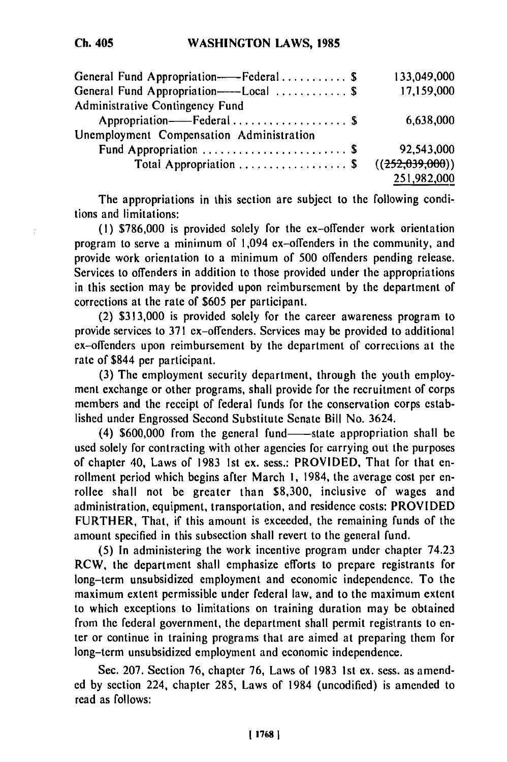| | |
|---|---|
| General Fund Appropriation——Federal . . . . . . . . . . . $ | 133,049,000 |
| General Fund Appropriation——Local . . . . . . . . . . . . $ | 17,159,000 |
| Administrative Contingency Fund Appropriation——Federal . . . . . . . . . . . . . . . . . . . $ | 6,638,000 |
| Unemployment Compensation Administration Fund Appropriation . . . . . . . . . . . . . . . . . . . . . . . . $ | 92,543,000 |
| Total Appropriation . . . . . . . . . . . . . . . . . . $ | ((~~252,039,000~~)) <u>251,982,000</u> |

The appropriations in this section are subject to the following conditions and limitations:

(1) $786,000 is provided solely for the ex-offender work orientation program to serve a minimum of 1,094 ex-offenders in the community, and provide work orientation to a minimum of 500 offenders pending release. Services to offenders in addition to those provided under the appropriations in this section may be provided upon reimbursement by the department of corrections at the rate of $605 per participant.

(2) $313,000 is provided solely for the career awareness program to provide services to 371 ex-offenders. Services may be provided to additional ex-offenders upon reimbursement by the department of corrections at the rate of $844 per participant.

(3) The employment security department, through the youth employment exchange or other programs, shall provide for the recruitment of corps members and the receipt of federal funds for the conservation corps established under Engrossed Second Substitute Senate Bill No. 3624.

(4) $600,000 from the general fund——state appropriation shall be used solely for contracting with other agencies for carrying out the purposes of chapter 40, Laws of 1983 1st ex. sess.: PROVIDED, That for that enrollment period which begins after March 1, 1984, the average cost per enrollee shall not be greater than $8,300, inclusive of wages and administration, equipment, transportation, and residence costs: PROVIDED FURTHER, That, if this amount is exceeded, the remaining funds of the amount specified in this subsection shall revert to the general fund.

(5) In administering the work incentive program under chapter 74.23 RCW, the department shall emphasize efforts to prepare registrants for long-term unsubsidized employment and economic independence. To the maximum extent permissible under federal law, and to the maximum extent to which exceptions to limitations on training duration may be obtained from the federal government, the department shall permit registrants to enter or continue in training programs that are aimed at preparing them for long-term unsubsidized employment and economic independence.

Sec. 207. Section 76, chapter 76, Laws of 1983 1st ex. sess. as amended by section 224, chapter 285, Laws of 1984 (uncodified) is amended to read as follows: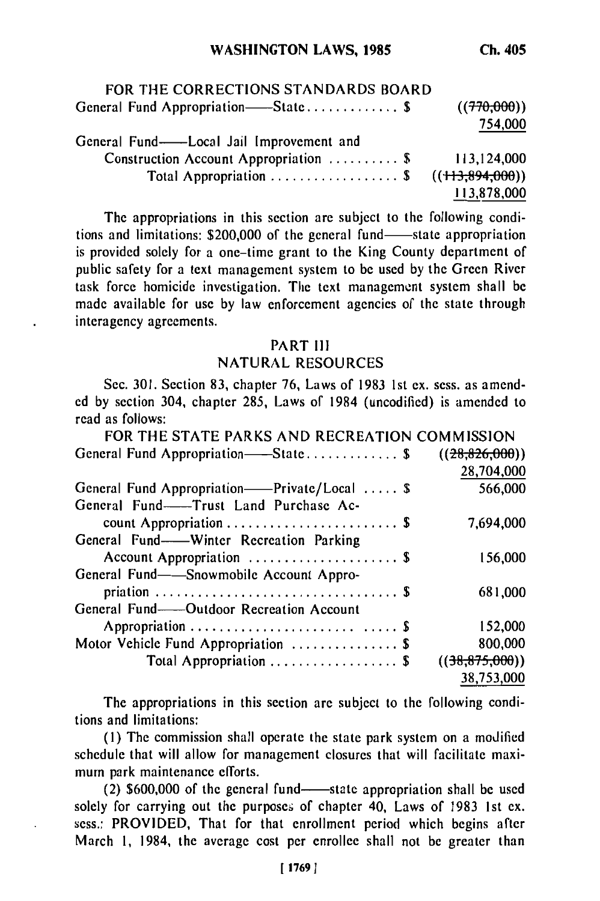FOR THE CORRECTIONS STANDARDS BOARD

| | |
|---|---|
| General Fund Appropriation——State ............. $ | ((~~770,000~~)) 754,000 |
| General Fund——Local Jail Improvement and Construction Account Appropriation .......... $ | 113,124,000 |
| Total Appropriation .................. $ | ((~~113,894,000~~)) 113,878,000 |

The appropriations in this section are subject to the following conditions and limitations: $200,000 of the general fund——state appropriation is provided solely for a one-time grant to the King County department of public safety for a text management system to be used by the Green River task force homicide investigation. The text management system shall be made available for use by law enforcement agencies of the state through interagency agreements.

## PART III
## NATURAL RESOURCES

Sec. 301. Section 83, chapter 76, Laws of 1983 1st ex. sess. as amended by section 304, chapter 285, Laws of 1984 (uncodified) is amended to read as follows:

FOR THE STATE PARKS AND RECREATION COMMISSION

| | |
|---|---|
| General Fund Appropriation——State ............. $ | ((~~28,826,000~~)) 28,704,000 |
| General Fund Appropriation——Private/Local ..... $ | 566,000 |
| General Fund——Trust Land Purchase Account Appropriation ........................ $ | 7,694,000 |
| General Fund——Winter Recreation Parking Account Appropriation ..................... $ | 156,000 |
| General Fund——Snowmobile Account Appropriation ................................. $ | 681,000 |
| General Fund——Outdoor Recreation Account Appropriation ......................... $ | 152,000 |
| Motor Vehicle Fund Appropriation ............... $ | 800,000 |
| Total Appropriation .................. $ | ((~~38,875,000~~)) 38,753,000 |

The appropriations in this section are subject to the following conditions and limitations:

(1) The commission shall operate the state park system on a modified schedule that will allow for management closures that will facilitate maximum park maintenance efforts.

(2) $600,000 of the general fund——state appropriation shall be used solely for carrying out the purposes of chapter 40, Laws of 1983 1st ex. sess.: PROVIDED, That for that enrollment period which begins after March 1, 1984, the average cost per enrollee shall not be greater than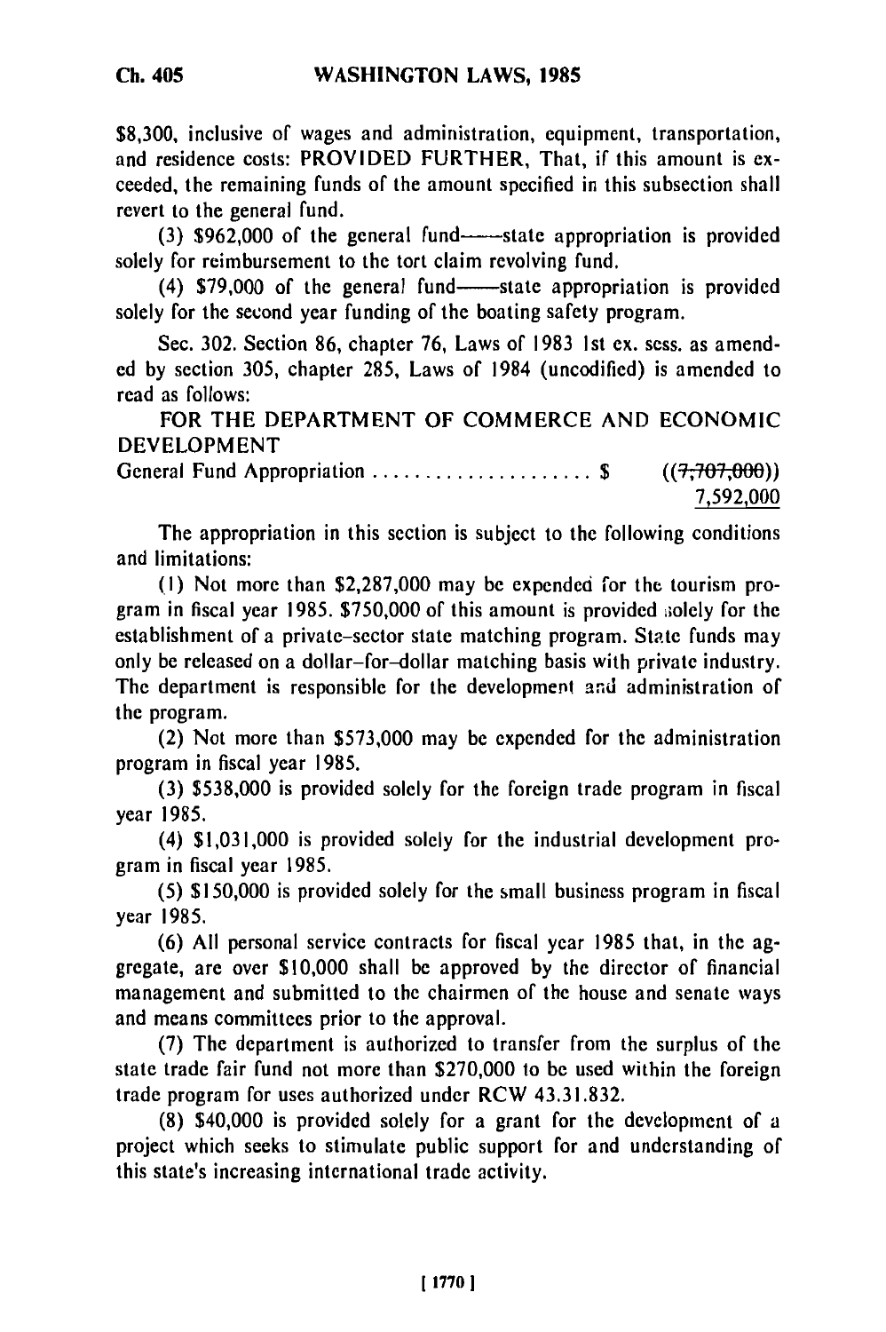$8,300, inclusive of wages and administration, equipment, transportation, and residence costs: PROVIDED FURTHER, That, if this amount is exceeded, the remaining funds of the amount specified in this subsection shall revert to the general fund.

(3) $962,000 of the general fund——state appropriation is provided solely for reimbursement to the tort claim revolving fund.

(4) $79,000 of the general fund——state appropriation is provided solely for the second year funding of the boating safety program.

Sec. 302. Section 86, chapter 76, Laws of 1983 1st ex. sess. as amended by section 305, chapter 285, Laws of 1984 (uncodified) is amended to read as follows:

FOR THE DEPARTMENT OF COMMERCE AND ECONOMIC DEVELOPMENT

General Fund Appropriation . . . . . . . . . . . . . . . . . . . . . $ ((~~7,707,000~~))
7,592,000

The appropriation in this section is subject to the following conditions and limitations:

(1) Not more than $2,287,000 may be expended for the tourism program in fiscal year 1985. $750,000 of this amount is provided solely for the establishment of a private-sector state matching program. State funds may only be released on a dollar-for-dollar matching basis with private industry. The department is responsible for the development and administration of the program.

(2) Not more than $573,000 may be expended for the administration program in fiscal year 1985.

(3) $538,000 is provided solely for the foreign trade program in fiscal year 1985.

(4) $1,031,000 is provided solely for the industrial development program in fiscal year 1985.

(5) $150,000 is provided solely for the small business program in fiscal year 1985.

(6) All personal service contracts for fiscal year 1985 that, in the aggregate, are over $10,000 shall be approved by the director of financial management and submitted to the chairmen of the house and senate ways and means committees prior to the approval.

(7) The department is authorized to transfer from the surplus of the state trade fair fund not more than $270,000 to be used within the foreign trade program for uses authorized under RCW 43.31.832.

(8) $40,000 is provided solely for a grant for the development of a project which seeks to stimulate public support for and understanding of this state's increasing international trade activity.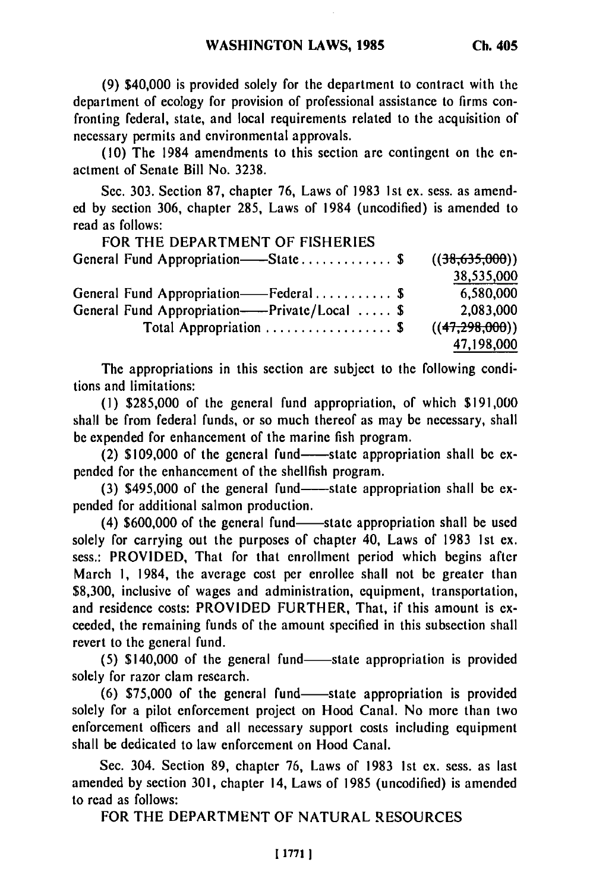(9) $40,000 is provided solely for the department to contract with the department of ecology for provision of professional assistance to firms confronting federal, state, and local requirements related to the acquisition of necessary permits and environmental approvals.

(10) The 1984 amendments to this section are contingent on the enactment of Senate Bill No. 3238.

Sec. 303. Section 87, chapter 76, Laws of 1983 1st ex. sess. as amended by section 306, chapter 285, Laws of 1984 (uncodified) is amended to read as follows:

FOR THE DEPARTMENT OF FISHERIES

| | |
|---|---|
| General Fund Appropriation——State . . . . . . . . . . . . . $ | ((~~38,635,000~~)) 38,535,000 |
| General Fund Appropriation——Federal . . . . . . . . . . . $ | 6,580,000 |
| General Fund Appropriation——Private/Local . . . . . $ | 2,083,000 |
| Total Appropriation . . . . . . . . . . . . . . . . . . $ | ((~~47,298,000~~)) 47,198,000 |

The appropriations in this section are subject to the following conditions and limitations:

(1) $285,000 of the general fund appropriation, of which $191,000 shall be from federal funds, or so much thereof as may be necessary, shall be expended for enhancement of the marine fish program.

(2) $109,000 of the general fund——state appropriation shall be expended for the enhancement of the shellfish program.

(3) $495,000 of the general fund——state appropriation shall be expended for additional salmon production.

(4) $600,000 of the general fund——state appropriation shall be used solely for carrying out the purposes of chapter 40, Laws of 1983 1st ex. sess.: PROVIDED, That for that enrollment period which begins after March 1, 1984, the average cost per enrollee shall not be greater than $8,300, inclusive of wages and administration, equipment, transportation, and residence costs: PROVIDED FURTHER, That, if this amount is exceeded, the remaining funds of the amount specified in this subsection shall revert to the general fund.

(5) $140,000 of the general fund——state appropriation is provided solely for razor clam research.

(6) $75,000 of the general fund——state appropriation is provided solely for a pilot enforcement project on Hood Canal. No more than two enforcement officers and all necessary support costs including equipment shall be dedicated to law enforcement on Hood Canal.

Sec. 304. Section 89, chapter 76, Laws of 1983 1st ex. sess. as last amended by section 301, chapter 14, Laws of 1985 (uncodified) is amended to read as follows:

FOR THE DEPARTMENT OF NATURAL RESOURCES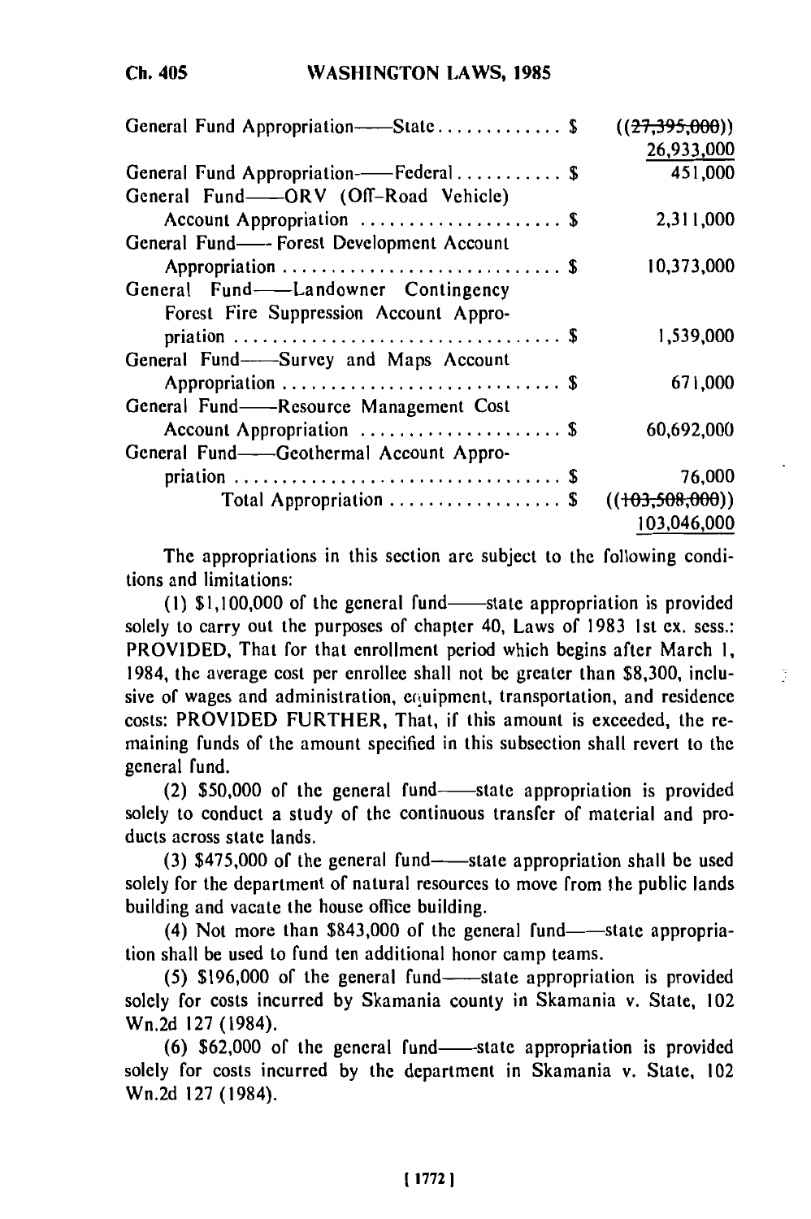| | |
|---|---|
| General Fund Appropriation——State . . . . . . . . . . . . . $ | ((~~27,395,000~~)) <br> <u>26,933,000</u> |
| General Fund Appropriation——Federal . . . . . . . . . . . $ | 451,000 |
| General Fund——ORV (Off-Road Vehicle) Account Appropriation . . . . . . . . . . . . . . . . . . . . . $ | 2,311,000 |
| General Fund——Forest Development Account Appropriation . . . . . . . . . . . . . . . . . . . . . . . . . . . . $ | 10,373,000 |
| General Fund——Landowner Contingency Forest Fire Suppression Account Appropriation . . . . . . . . . . . . . . . . . . . . . . . . . . . . . . . . . $ | 1,539,000 |
| General Fund——Survey and Maps Account Appropriation . . . . . . . . . . . . . . . . . . . . . . . . . . . . $ | 671,000 |
| General Fund——Resource Management Cost Account Appropriation . . . . . . . . . . . . . . . . . . . . . $ | 60,692,000 |
| General Fund——Geothermal Account Appropriation . . . . . . . . . . . . . . . . . . . . . . . . . . . . . . . . $ | 76,000 |
| Total Appropriation . . . . . . . . . . . . . . . . . . $ | ((~~103,508,000~~)) <br> <u>103,046,000</u> |

The appropriations in this section are subject to the following conditions and limitations:

(1) $1,100,000 of the general fund——state appropriation is provided solely to carry out the purposes of chapter 40, Laws of 1983 1st ex. sess.: PROVIDED, That for that enrollment period which begins after March 1, 1984, the average cost per enrollee shall not be greater than $8,300, inclusive of wages and administration, equipment, transportation, and residence costs: PROVIDED FURTHER, That, if this amount is exceeded, the remaining funds of the amount specified in this subsection shall revert to the general fund.

(2) $50,000 of the general fund——state appropriation is provided solely to conduct a study of the continuous transfer of material and products across state lands.

(3) $475,000 of the general fund——state appropriation shall be used solely for the department of natural resources to move from the public lands building and vacate the house office building.

(4) Not more than $843,000 of the general fund——state appropriation shall be used to fund ten additional honor camp teams.

(5) $196,000 of the general fund——state appropriation is provided solely for costs incurred by Skamania county in Skamania v. State, 102 Wn.2d 127 (1984).

(6) $62,000 of the general fund——state appropriation is provided solely for costs incurred by the department in Skamania v. State, 102 Wn.2d 127 (1984).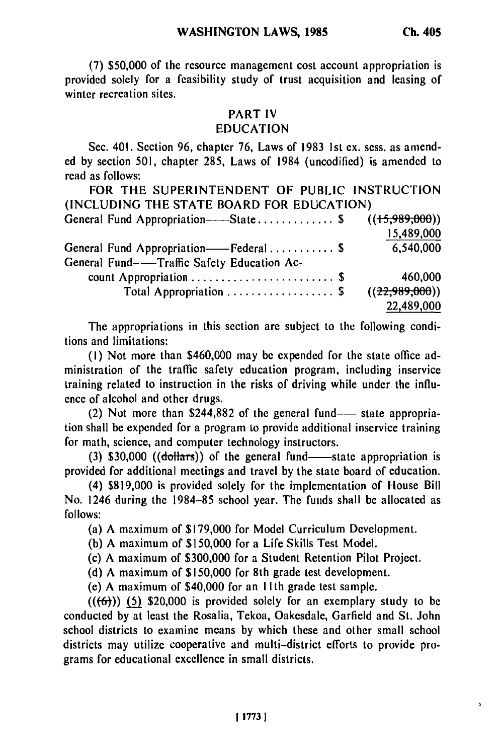(7) $50,000 of the resource management cost account appropriation is provided solely for a feasibility study of trust acquisition and leasing of winter recreation sites.

## PART IV
## EDUCATION

Sec. 401. Section 96, chapter 76, Laws of 1983 1st ex. sess. as amended by section 501, chapter 285, Laws of 1984 (uncodified) is amended to read as follows:

FOR THE SUPERINTENDENT OF PUBLIC INSTRUCTION (INCLUDING THE STATE BOARD FOR EDUCATION)

| | |
|---|---|
| General Fund Appropriation——State . . . . . . . . . . . . $ | ((~~15,989,000~~)) 15,489,000 |
| General Fund Appropriation——Federal . . . . . . . . . . . $ | 6,540,000 |
| General Fund——Traffic Safety Education Account Appropriation . . . . . . . . . . . . . . . . . . . . . . . . $ | 460,000 |
| Total Appropriation . . . . . . . . . . . . . . . . . . $ | ((~~22,989,000~~)) 22,489,000 |

The appropriations in this section are subject to the following conditions and limitations:

(1) Not more than $460,000 may be expended for the state office administration of the traffic safety education program, including inservice training related to instruction in the risks of driving while under the influence of alcohol and other drugs.

(2) Not more than $244,882 of the general fund——state appropriation shall be expended for a program to provide additional inservice training for math, science, and computer technology instructors.

(3) $30,000 ((~~dollars~~)) of the general fund——state appropriation is provided for additional meetings and travel by the state board of education.

(4) $819,000 is provided solely for the implementation of House Bill No. 1246 during the 1984–85 school year. The funds shall be allocated as follows:

(a) A maximum of $179,000 for Model Curriculum Development.

(b) A maximum of $150,000 for a Life Skills Test Model.

(c) A maximum of $300,000 for a Student Retention Pilot Project.

(d) A maximum of $150,000 for 8th grade test development.

(e) A maximum of $40,000 for an 11th grade test sample.

((~~(6)~~)) (5) $20,000 is provided solely for an exemplary study to be conducted by at least the Rosalia, Tekoa, Oakesdale, Garfield and St. John school districts to examine means by which these and other small school districts may utilize cooperative and multi-district efforts to provide programs for educational excellence in small districts.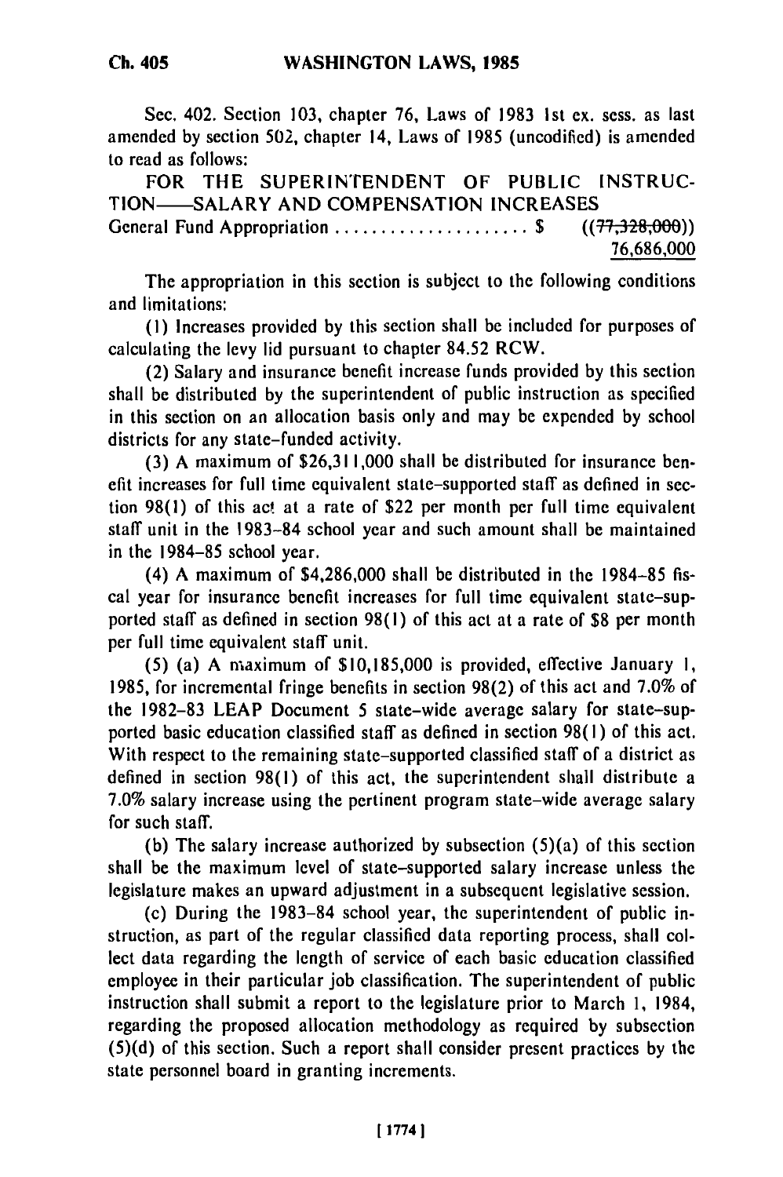Sec. 402. Section 103, chapter 76, Laws of 1983 1st ex. sess. as last amended by section 502, chapter 14, Laws of 1985 (uncodified) is amended to read as follows:

FOR THE SUPERINTENDENT OF PUBLIC INSTRUCTION——SALARY AND COMPENSATION INCREASES

General Fund Appropriation ..................... $ ((~~77,328,000~~))
76,686,000

The appropriation in this section is subject to the following conditions and limitations:

(1) Increases provided by this section shall be included for purposes of calculating the levy lid pursuant to chapter 84.52 RCW.

(2) Salary and insurance benefit increase funds provided by this section shall be distributed by the superintendent of public instruction as specified in this section on an allocation basis only and may be expended by school districts for any state-funded activity.

(3) A maximum of $26,311,000 shall be distributed for insurance benefit increases for full time equivalent state-supported staff as defined in section 98(1) of this act at a rate of $22 per month per full time equivalent staff unit in the 1983-84 school year and such amount shall be maintained in the 1984-85 school year.

(4) A maximum of $4,286,000 shall be distributed in the 1984-85 fiscal year for insurance benefit increases for full time equivalent state-supported staff as defined in section 98(1) of this act at a rate of $8 per month per full time equivalent staff unit.

(5) (a) A maximum of $10,185,000 is provided, effective January 1, 1985, for incremental fringe benefits in section 98(2) of this act and 7.0% of the 1982-83 LEAP Document 5 state-wide average salary for state-supported basic education classified staff as defined in section 98(1) of this act. With respect to the remaining state-supported classified staff of a district as defined in section 98(1) of this act, the superintendent shall distribute a 7.0% salary increase using the pertinent program state-wide average salary for such staff.

(b) The salary increase authorized by subsection (5)(a) of this section shall be the maximum level of state-supported salary increase unless the legislature makes an upward adjustment in a subsequent legislative session.

(c) During the 1983-84 school year, the superintendent of public instruction, as part of the regular classified data reporting process, shall collect data regarding the length of service of each basic education classified employee in their particular job classification. The superintendent of public instruction shall submit a report to the legislature prior to March 1, 1984, regarding the proposed allocation methodology as required by subsection (5)(d) of this section. Such a report shall consider present practices by the state personnel board in granting increments.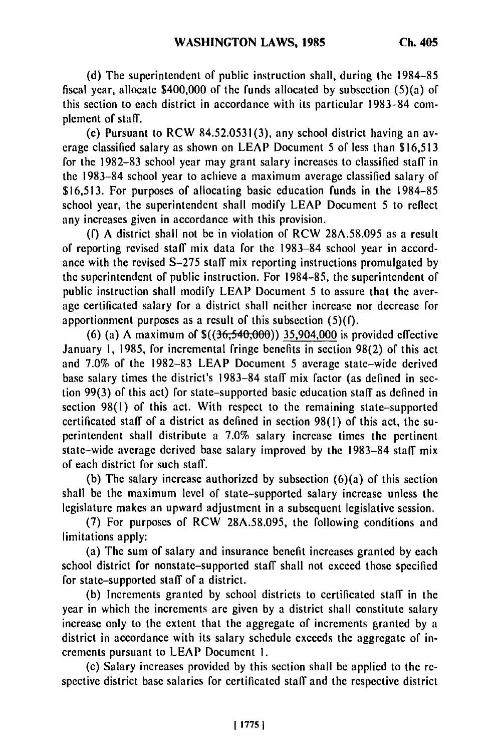(d) The superintendent of public instruction shall, during the 1984-85 fiscal year, allocate $400,000 of the funds allocated by subsection (5)(a) of this section to each district in accordance with its particular 1983-84 complement of staff.

(e) Pursuant to RCW 84.52.0531(3), any school district having an average classified salary as shown on LEAP Document 5 of less than $16,513 for the 1982-83 school year may grant salary increases to classified staff in the 1983-84 school year to achieve a maximum average classified salary of $16,513. For purposes of allocating basic education funds in the 1984-85 school year, the superintendent shall modify LEAP Document 5 to reflect any increases given in accordance with this provision.

(f) A district shall not be in violation of RCW 28A.58.095 as a result of reporting revised staff mix data for the 1983-84 school year in accordance with the revised S-275 staff mix reporting instructions promulgated by the superintendent of public instruction. For 1984-85, the superintendent of public instruction shall modify LEAP Document 5 to assure that the average certificated salary for a district shall neither increase nor decrease for apportionment purposes as a result of this subsection (5)(f).

(6) (a) A maximum of $((~~36,540,000~~)) 35,904,000 is provided effective January 1, 1985, for incremental fringe benefits in section 98(2) of this act and 7.0% of the 1982-83 LEAP Document 5 average state-wide derived base salary times the district's 1983-84 staff mix factor (as defined in section 99(3) of this act) for state-supported basic education staff as defined in section 98(1) of this act. With respect to the remaining state-supported certificated staff of a district as defined in section 98(1) of this act, the superintendent shall distribute a 7.0% salary increase times the pertinent state-wide average derived base salary improved by the 1983-84 staff mix of each district for such staff.

(b) The salary increase authorized by subsection (6)(a) of this section shall be the maximum level of state-supported salary increase unless the legislature makes an upward adjustment in a subsequent legislative session.

(7) For purposes of RCW 28A.58.095, the following conditions and limitations apply:

(a) The sum of salary and insurance benefit increases granted by each school district for nonstate-supported staff shall not exceed those specified for state-supported staff of a district.

(b) Increments granted by school districts to certificated staff in the year in which the increments are given by a district shall constitute salary increase only to the extent that the aggregate of increments granted by a district in accordance with its salary schedule exceeds the aggregate of increments pursuant to LEAP Document 1.

(c) Salary increases provided by this section shall be applied to the respective district base salaries for certificated staff and the respective district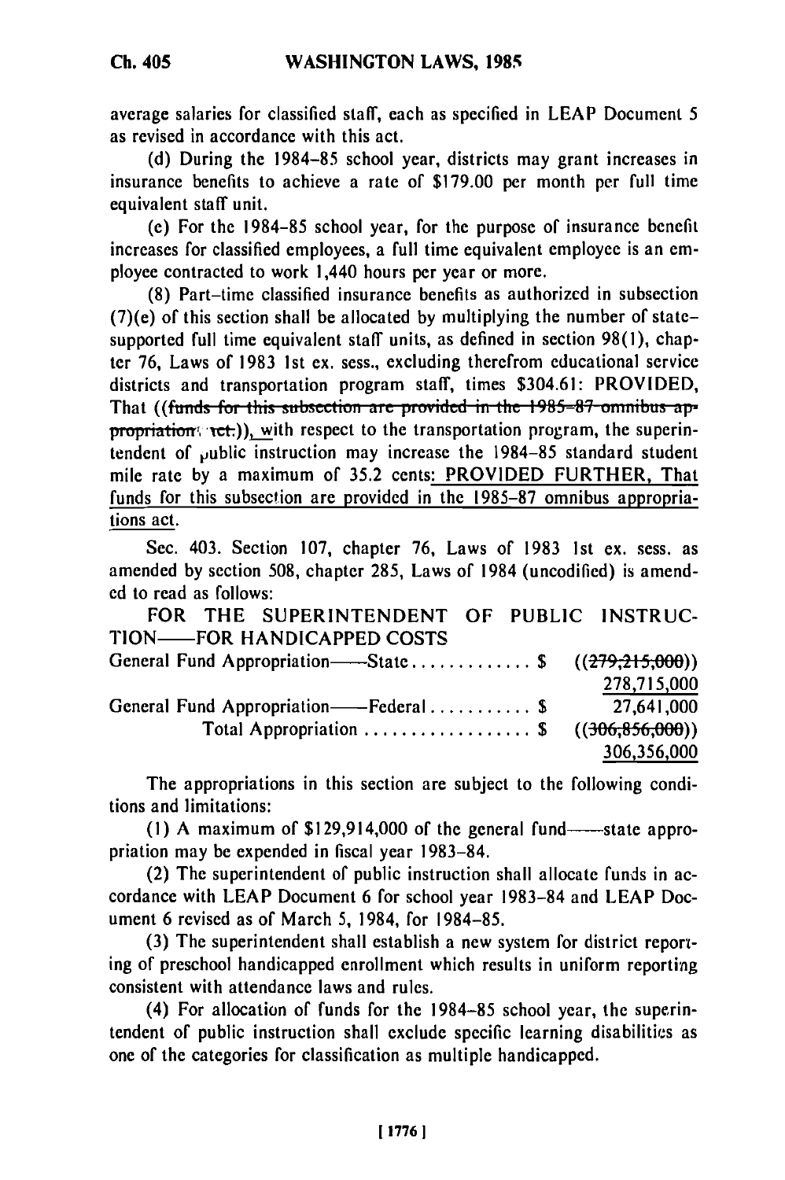average salaries for classified staff, each as specified in LEAP Document 5 as revised in accordance with this act.

(d) During the 1984-85 school year, districts may grant increases in insurance benefits to achieve a rate of $179.00 per month per full time equivalent staff unit.

(e) For the 1984-85 school year, for the purpose of insurance benefit increases for classified employees, a full time equivalent employee is an employee contracted to work 1,440 hours per year or more.

(8) Part-time classified insurance benefits as authorized in subsection (7)(e) of this section shall be allocated by multiplying the number of state-supported full time equivalent staff units, as defined in section 98(1), chapter 76, Laws of 1983 1st ex. sess., excluding therefrom educational service districts and transportation program staff, times $304.61: PROVIDED, That ((~~funds for this subsection are provided in the 1985-87 omnibus appropriations act.~~)), with respect to the transportation program, the superintendent of public instruction may increase the 1984-85 standard student mile rate by a maximum of 35.2 cents: PROVIDED FURTHER, That funds for this subsection are provided in the 1985-87 omnibus appropriations act.

Sec. 403. Section 107, chapter 76, Laws of 1983 1st ex. sess. as amended by section 508, chapter 285, Laws of 1984 (uncodified) is amended to read as follows:

FOR THE SUPERINTENDENT OF PUBLIC INSTRUCTION——FOR HANDICAPPED COSTS

| | |
|---|---|
| General Fund Appropriation——State . . . . . . . . . . . . . $ | ((~~279,215,000~~)) 278,715,000 |
| General Fund Appropriation——Federal . . . . . . . . . . . $ | 27,641,000 |
| Total Appropriation . . . . . . . . . . . . . . . . . . $ | ((~~306,856,000~~)) 306,356,000 |

The appropriations in this section are subject to the following conditions and limitations:

(1) A maximum of $129,914,000 of the general fund——state appropriation may be expended in fiscal year 1983-84.

(2) The superintendent of public instruction shall allocate funds in accordance with LEAP Document 6 for school year 1983-84 and LEAP Document 6 revised as of March 5, 1984, for 1984-85.

(3) The superintendent shall establish a new system for district reporting of preschool handicapped enrollment which results in uniform reporting consistent with attendance laws and rules.

(4) For allocation of funds for the 1984-85 school year, the superintendent of public instruction shall exclude specific learning disabilities as one of the categories for classification as multiple handicapped.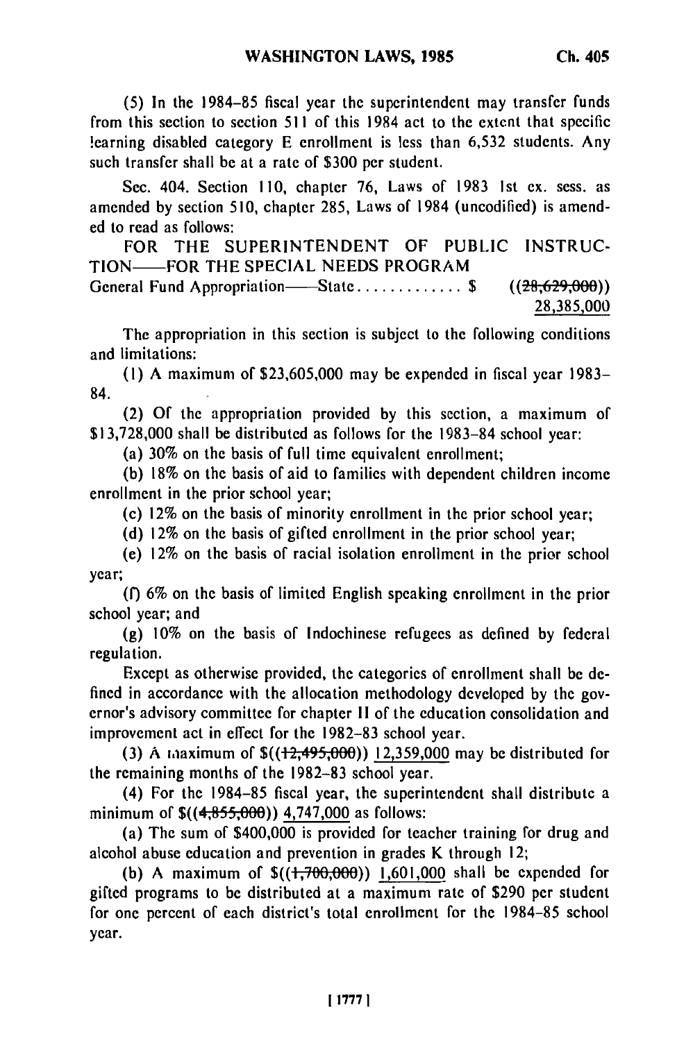(5) In the 1984-85 fiscal year the superintendent may transfer funds from this section to section 511 of this 1984 act to the extent that specific learning disabled category E enrollment is less than 6,532 students. Any such transfer shall be at a rate of $300 per student.

Sec. 404. Section 110, chapter 76, Laws of 1983 1st ex. sess. as amended by section 510, chapter 285, Laws of 1984 (uncodified) is amended to read as follows:

FOR THE SUPERINTENDENT OF PUBLIC INSTRUCTION——FOR THE SPECIAL NEEDS PROGRAM

General Fund Appropriation——State . . . . . . . . . . . . . $ ((~~28,629,000~~)) 28,385,000

The appropriation in this section is subject to the following conditions and limitations:

(1) A maximum of $23,605,000 may be expended in fiscal year 1983-84.

(2) Of the appropriation provided by this section, a maximum of $13,728,000 shall be distributed as follows for the 1983-84 school year:

(a) 30% on the basis of full time equivalent enrollment;

(b) 18% on the basis of aid to families with dependent children income enrollment in the prior school year;

(c) 12% on the basis of minority enrollment in the prior school year;

(d) 12% on the basis of gifted enrollment in the prior school year;

(e) 12% on the basis of racial isolation enrollment in the prior school year;

(f) 6% on the basis of limited English speaking enrollment in the prior school year; and

(g) 10% on the basis of Indochinese refugees as defined by federal regulation.

Except as otherwise provided, the categories of enrollment shall be defined in accordance with the allocation methodology developed by the governor's advisory committee for chapter II of the education consolidation and improvement act in effect for the 1982-83 school year.

(3) A maximum of $((~~12,495,000~~)) 12,359,000 may be distributed for the remaining months of the 1982-83 school year.

(4) For the 1984-85 fiscal year, the superintendent shall distribute a minimum of $((~~4,855,000~~)) 4,747,000 as follows:

(a) The sum of $400,000 is provided for teacher training for drug and alcohol abuse education and prevention in grades K through 12;

(b) A maximum of $((~~1,700,000~~)) 1,601,000 shall be expended for gifted programs to be distributed at a maximum rate of $290 per student for one percent of each district's total enrollment for the 1984-85 school year.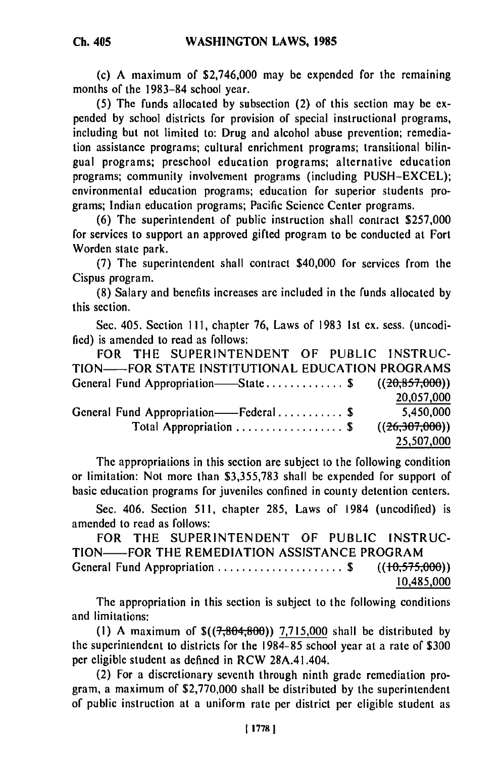(c) A maximum of $2,746,000 may be expended for the remaining months of the 1983-84 school year.

(5) The funds allocated by subsection (2) of this section may be expended by school districts for provision of special instructional programs, including but not limited to: Drug and alcohol abuse prevention; remediation assistance programs; cultural enrichment programs; transitional bilingual programs; preschool education programs; alternative education programs; community involvement programs (including PUSH-EXCEL); environmental education programs; education for superior students programs; Indian education programs; Pacific Science Center programs.

(6) The superintendent of public instruction shall contract $257,000 for services to support an approved gifted program to be conducted at Fort Worden state park.

(7) The superintendent shall contract $40,000 for services from the Cispus program.

(8) Salary and benefits increases are included in the funds allocated by this section.

Sec. 405. Section 111, chapter 76, Laws of 1983 1st ex. sess. (uncodified) is amended to read as follows:

FOR THE SUPERINTENDENT OF PUBLIC INSTRUCTION——FOR STATE INSTITUTIONAL EDUCATION PROGRAMS

| | |
|---|---|
| General Fund Appropriation——State . . . . . . . . . . . . . $ | ((~~20,857,000~~)) 20,057,000 |
| General Fund Appropriation——Federal . . . . . . . . . . . $ | 5,450,000 |
| Total Appropriation . . . . . . . . . . . . . . . . . . $ | ((~~26,307,000~~)) 25,507,000 |

The appropriations in this section are subject to the following condition or limitation: Not more than $3,355,783 shall be expended for support of basic education programs for juveniles confined in county detention centers.

Sec. 406. Section 511, chapter 285, Laws of 1984 (uncodified) is amended to read as follows:

FOR THE SUPERINTENDENT OF PUBLIC INSTRUCTION——FOR THE REMEDIATION ASSISTANCE PROGRAM

| | |
|---|---|
| General Fund Appropriation . . . . . . . . . . . . . . . . . . . . . $ | ((~~10,575,000~~)) 10,485,000 |

The appropriation in this section is subject to the following conditions and limitations:

(1) A maximum of $((~~7,804,800~~)) 7,715,000 shall be distributed by the superintendent to districts for the 1984-85 school year at a rate of $300 per eligible student as defined in RCW 28A.41.404.

(2) For a discretionary seventh through ninth grade remediation program, a maximum of $2,770,000 shall be distributed by the superintendent of public instruction at a uniform rate per district per eligible student as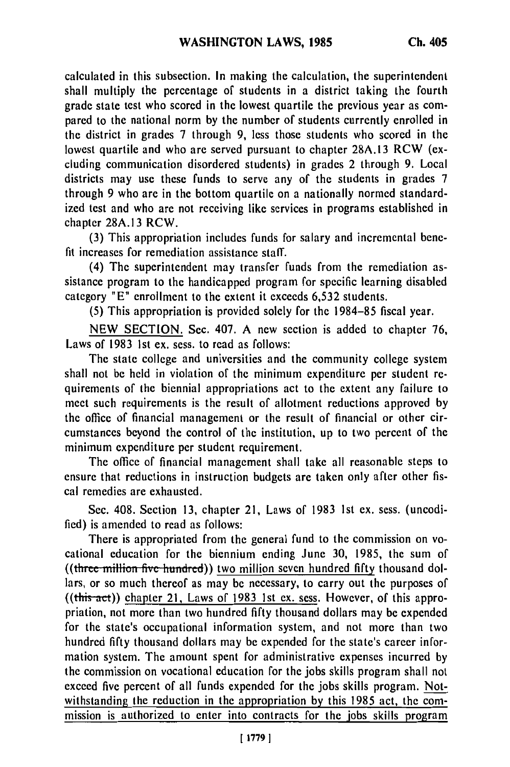calculated in this subsection. In making the calculation, the superintendent shall multiply the percentage of students in a district taking the fourth grade state test who scored in the lowest quartile the previous year as compared to the national norm by the number of students currently enrolled in the district in grades 7 through 9, less those students who scored in the lowest quartile and who are served pursuant to chapter 28A.13 RCW (excluding communication disordered students) in grades 2 through 9. Local districts may use these funds to serve any of the students in grades 7 through 9 who are in the bottom quartile on a nationally normed standardized test and who are not receiving like services in programs established in chapter 28A.13 RCW.

(3) This appropriation includes funds for salary and incremental benefit increases for remediation assistance staff.

(4) The superintendent may transfer funds from the remediation assistance program to the handicapped program for specific learning disabled category "E" enrollment to the extent it exceeds 6,532 students.

(5) This appropriation is provided solely for the 1984-85 fiscal year.

NEW SECTION. Sec. 407. A new section is added to chapter 76, Laws of 1983 1st ex. sess. to read as follows:

The state college and universities and the community college system shall not be held in violation of the minimum expenditure per student requirements of the biennial appropriations act to the extent any failure to meet such requirements is the result of allotment reductions approved by the office of financial management or the result of financial or other circumstances beyond the control of the institution, up to two percent of the minimum expenditure per student requirement.

The office of financial management shall take all reasonable steps to ensure that reductions in instruction budgets are taken only after other fiscal remedies are exhausted.

Sec. 408. Section 13, chapter 21, Laws of 1983 1st ex. sess. (uncodified) is amended to read as follows:

There is appropriated from the general fund to the commission on vocational education for the biennium ending June 30, 1985, the sum of ((~~three million five hundred~~)) two million seven hundred fifty thousand dollars, or so much thereof as may be necessary, to carry out the purposes of ((~~this act~~)) chapter 21, Laws of 1983 1st ex. sess. However, of this appropriation, not more than two hundred fifty thousand dollars may be expended for the state's occupational information system, and not more than two hundred fifty thousand dollars may be expended for the state's career information system. The amount spent for administrative expenses incurred by the commission on vocational education for the jobs skills program shall not exceed five percent of all funds expended for the jobs skills program. Notwithstanding the reduction in the appropriation by this 1985 act, the commission is authorized to enter into contracts for the jobs skills program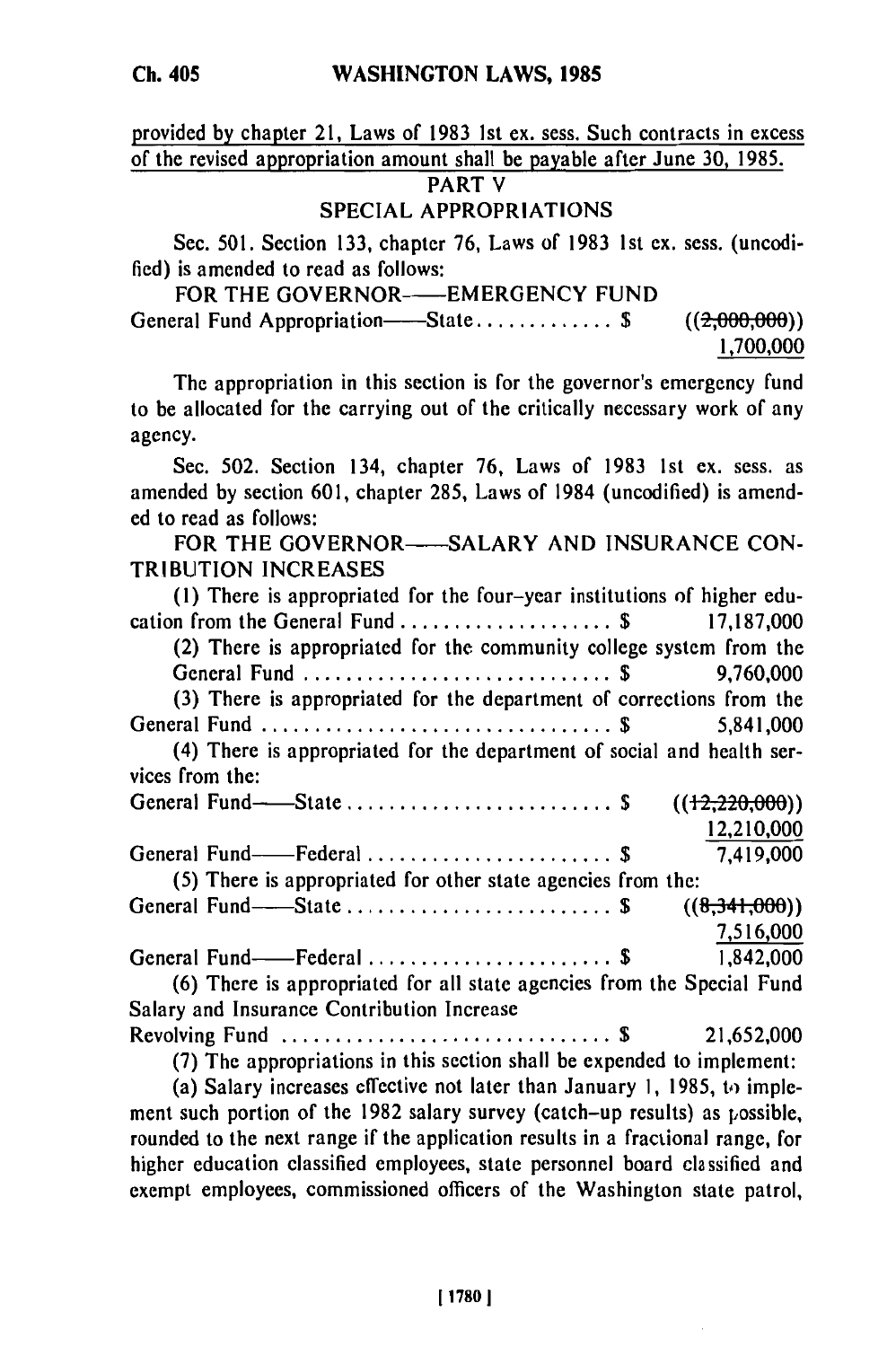provided by chapter 21, Laws of 1983 1st ex. sess. Such contracts in excess of the revised appropriation amount shall be payable after June 30, 1985.

## PART V

## SPECIAL APPROPRIATIONS

Sec. 501. Section 133, chapter 76, Laws of 1983 1st ex. sess. (uncodified) is amended to read as follows:

FOR THE GOVERNOR——EMERGENCY FUND

General Fund Appropriation——State . . . . . . . . . . . . . $ ((~~2,000,000~~)) 1,700,000

The appropriation in this section is for the governor's emergency fund to be allocated for the carrying out of the critically necessary work of any agency.

Sec. 502. Section 134, chapter 76, Laws of 1983 1st ex. sess. as amended by section 601, chapter 285, Laws of 1984 (uncodified) is amended to read as follows:

FOR THE GOVERNOR——SALARY AND INSURANCE CONTRIBUTION INCREASES

(1) There is appropriated for the four-year institutions of higher education from the General Fund . . . . . . . . . . . . . . . . . . . $ 17,187,000

(2) There is appropriated for the community college system from the General Fund . . . . . . . . . . . . . . . . . . . . . . . . . . . . $ 9,760,000

(3) There is appropriated for the department of corrections from the General Fund . . . . . . . . . . . . . . . . . . . . . . . . . . . . . . . . $ 5,841,000

(4) There is appropriated for the department of social and health services from the:

General Fund——State . . . . . . . . . . . . . . . . . . . . . . . . . $ ((~~12,220,000~~)) 12,210,000

General Fund——Federal . . . . . . . . . . . . . . . . . . . . . . . $ 7,419,000

(5) There is appropriated for other state agencies from the:

General Fund——State . . . . . . . . . . . . . . . . . . . . . . . . . $ ((~~8,341,000~~)) 7,516,000

General Fund——Federal . . . . . . . . . . . . . . . . . . . . . . . $ 1,842,000

(6) There is appropriated for all state agencies from the Special Fund Salary and Insurance Contribution Increase Revolving Fund . . . . . . . . . . . . . . . . . . . . . . . . . . . . . . $ 21,652,000

(7) The appropriations in this section shall be expended to implement:

(a) Salary increases effective not later than January 1, 1985, to implement such portion of the 1982 salary survey (catch-up results) as possible, rounded to the next range if the application results in a fractional range, for higher education classified employees, state personnel board classified and exempt employees, commissioned officers of the Washington state patrol,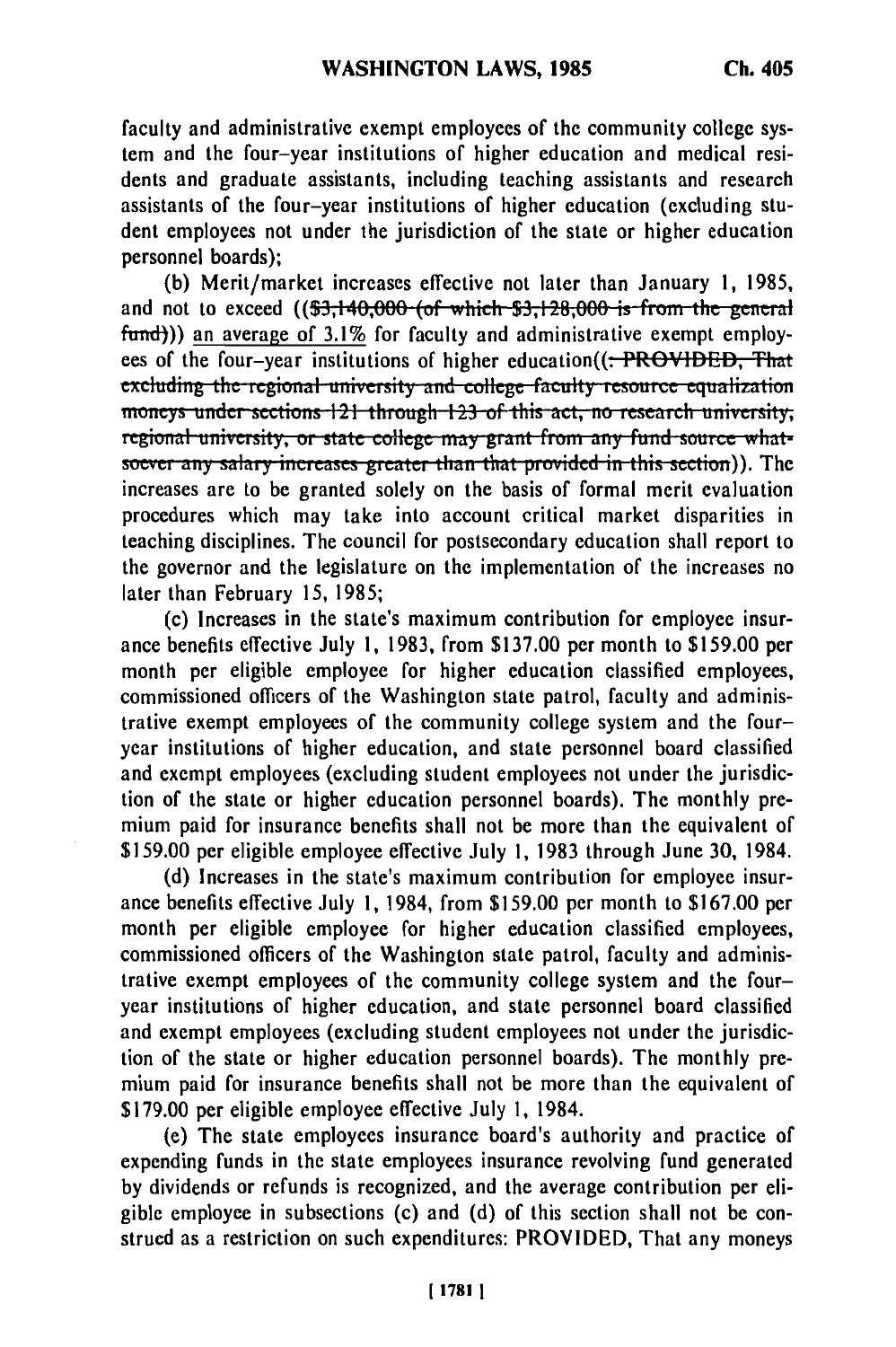faculty and administrative exempt employees of the community college system and the four-year institutions of higher education and medical residents and graduate assistants, including teaching assistants and research assistants of the four-year institutions of higher education (excluding student employees not under the jurisdiction of the state or higher education personnel boards);

(b) Merit/market increases effective not later than January 1, 1985, and not to exceed ((~~$3,140,000 (of which $3,128,000 is from the general fund)~~)) an average of 3.1% for faculty and administrative exempt employees of the four-year institutions of higher education((~~: PROVIDED, That excluding the regional university and college faculty resource equalization moneys under sections 121 through 123 of this act, no research university, regional university, or state college may grant from any fund source whatsoever any salary increases greater than that provided in this section~~)). The increases are to be granted solely on the basis of formal merit evaluation procedures which may take into account critical market disparities in teaching disciplines. The council for postsecondary education shall report to the governor and the legislature on the implementation of the increases no later than February 15, 1985;

(c) Increases in the state's maximum contribution for employee insurance benefits effective July 1, 1983, from $137.00 per month to $159.00 per month per eligible employee for higher education classified employees, commissioned officers of the Washington state patrol, faculty and administrative exempt employees of the community college system and the four-year institutions of higher education, and state personnel board classified and exempt employees (excluding student employees not under the jurisdiction of the state or higher education personnel boards). The monthly premium paid for insurance benefits shall not be more than the equivalent of $159.00 per eligible employee effective July 1, 1983 through June 30, 1984.

(d) Increases in the state's maximum contribution for employee insurance benefits effective July 1, 1984, from $159.00 per month to $167.00 per month per eligible employee for higher education classified employees, commissioned officers of the Washington state patrol, faculty and administrative exempt employees of the community college system and the four-year institutions of higher education, and state personnel board classified and exempt employees (excluding student employees not under the jurisdiction of the state or higher education personnel boards). The monthly premium paid for insurance benefits shall not be more than the equivalent of $179.00 per eligible employee effective July 1, 1984.

(e) The state employees insurance board's authority and practice of expending funds in the state employees insurance revolving fund generated by dividends or refunds is recognized, and the average contribution per eligible employee in subsections (c) and (d) of this section shall not be construed as a restriction on such expenditures: PROVIDED, That any moneys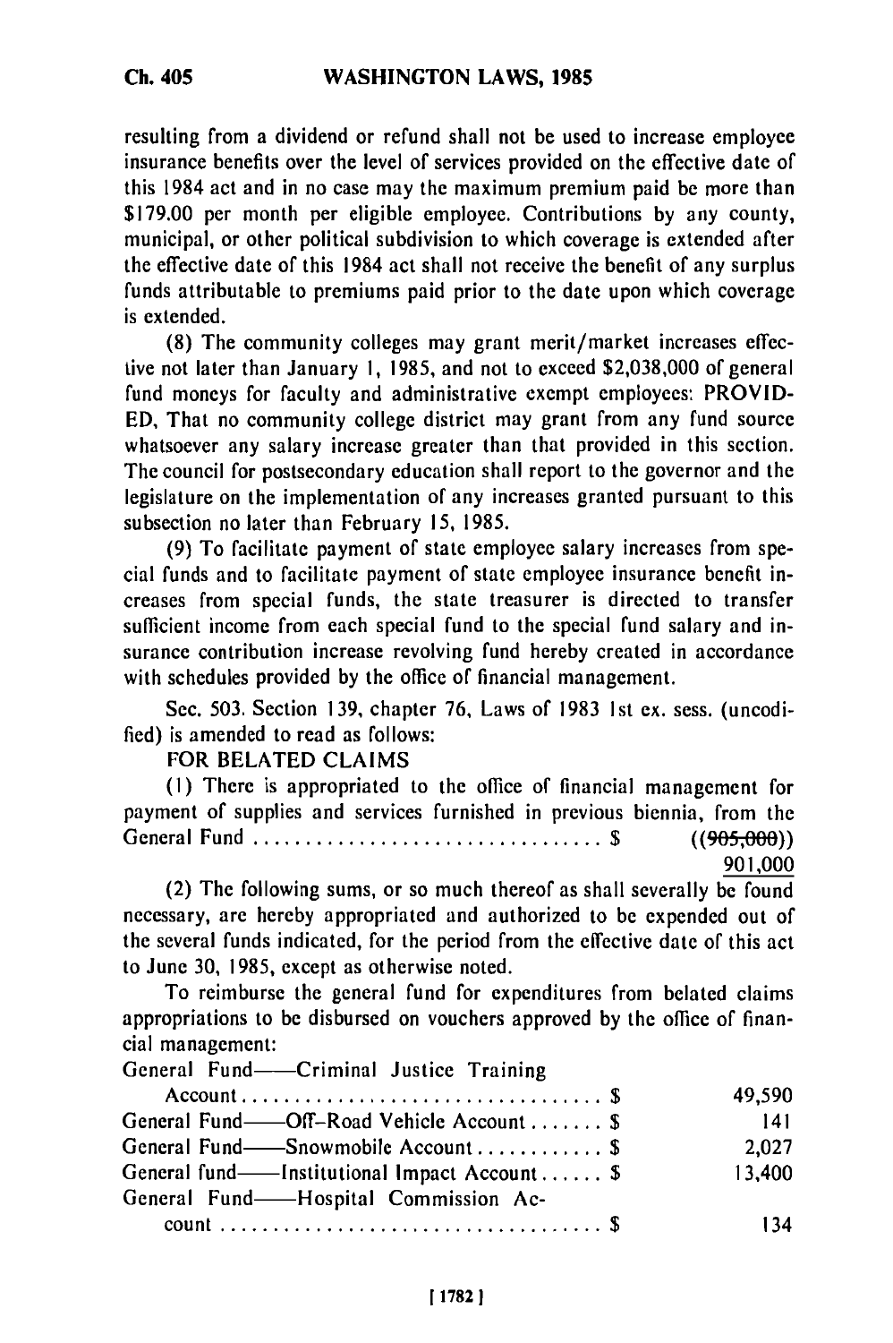resulting from a dividend or refund shall not be used to increase employee insurance benefits over the level of services provided on the effective date of this 1984 act and in no case may the maximum premium paid be more than $179.00 per month per eligible employee. Contributions by any county, municipal, or other political subdivision to which coverage is extended after the effective date of this 1984 act shall not receive the benefit of any surplus funds attributable to premiums paid prior to the date upon which coverage is extended.

(8) The community colleges may grant merit/market increases effective not later than January 1, 1985, and not to exceed $2,038,000 of general fund moneys for faculty and administrative exempt employees: PROVIDED, That no community college district may grant from any fund source whatsoever any salary increase greater than that provided in this section. The council for postsecondary education shall report to the governor and the legislature on the implementation of any increases granted pursuant to this subsection no later than February 15, 1985.

(9) To facilitate payment of state employee salary increases from special funds and to facilitate payment of state employee insurance benefit increases from special funds, the state treasurer is directed to transfer sufficient income from each special fund to the special fund salary and insurance contribution increase revolving fund hereby created in accordance with schedules provided by the office of financial management.

Sec. 503. Section 139, chapter 76, Laws of 1983 1st ex. sess. (uncodified) is amended to read as follows:

FOR BELATED CLAIMS

(1) There is appropriated to the office of financial management for payment of supplies and services furnished in previous biennia, from the General Fund . . . . . . . . . . . . . . . . . . . . . . . . . . . . . . . . $ ((~~905,000~~)) 901,000

(2) The following sums, or so much thereof as shall severally be found necessary, are hereby appropriated and authorized to be expended out of the several funds indicated, for the period from the effective date of this act to June 30, 1985, except as otherwise noted.

To reimburse the general fund for expenditures from belated claims appropriations to be disbursed on vouchers approved by the office of financial management:

| | |
|---|---|
| General Fund——Criminal Justice Training Account . . . . . . . . . . . . . . . . . . . . . . . . . . . . . . . . . $ | 49,590 |
| General Fund——Off-Road Vehicle Account . . . . . . . $ | 141 |
| General Fund——Snowmobile Account . . . . . . . . . . . $ | 2,027 |
| General fund——Institutional Impact Account . . . . . . $ | 13,400 |
| General Fund——Hospital Commission Account . . . . . . . . . . . . . . . . . . . . . . . . . . . . . . . . . . . $ | 134 |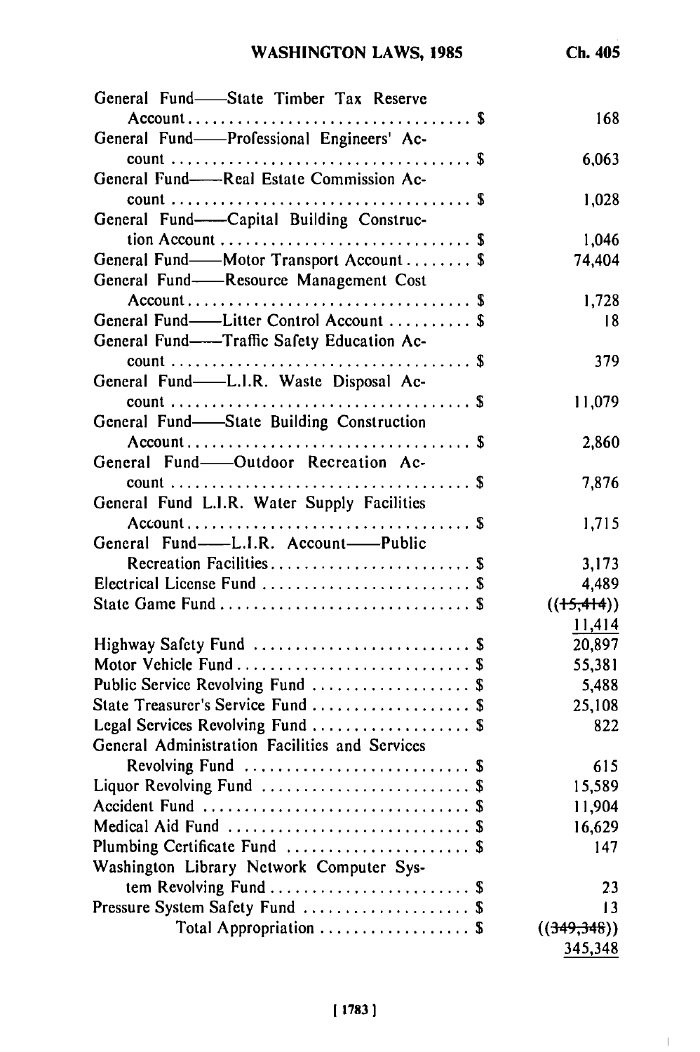| | |
|---|---|
| General Fund——State Timber Tax Reserve Account . . . . . . . . . . . . . . . . . . . . . . . . . . . . . . . . . . $ | 168 |
| General Fund——Professional Engineers' Account . . . . . . . . . . . . . . . . . . . . . . . . . . . . . . . . . . . $ | 6,063 |
| General Fund——Real Estate Commission Account . . . . . . . . . . . . . . . . . . . . . . . . . . . . . . . . . . . $ | 1,028 |
| General Fund——Capital Building Construction Account . . . . . . . . . . . . . . . . . . . . . . . . . . . . . $ | 1,046 |
| General Fund——Motor Transport Account . . . . . . . . $ | 74,404 |
| General Fund——Resource Management Cost Account . . . . . . . . . . . . . . . . . . . . . . . . . . . . . . . . . . $ | 1,728 |
| General Fund——Litter Control Account . . . . . . . . . . $ | 18 |
| General Fund——Traffic Safety Education Account . . . . . . . . . . . . . . . . . . . . . . . . . . . . . . . . . . . $ | 379 |
| General Fund——L.I.R. Waste Disposal Account . . . . . . . . . . . . . . . . . . . . . . . . . . . . . . . . . . . $ | 11,079 |
| General Fund——State Building Construction Account . . . . . . . . . . . . . . . . . . . . . . . . . . . . . . . . . . $ | 2,860 |
| General Fund——Outdoor Recreation Account . . . . . . . . . . . . . . . . . . . . . . . . . . . . . . . . . . . $ | 7,876 |
| General Fund L.I.R. Water Supply Facilities Account . . . . . . . . . . . . . . . . . . . . . . . . . . . . . . . . . . $ | 1,715 |
| General Fund——L.I.R. Account——Public Recreation Facilities . . . . . . . . . . . . . . . . . . . . . . . . $ | 3,173 |
| Electrical License Fund . . . . . . . . . . . . . . . . . . . . . . . . . $ | 4,489 |
| State Game Fund . . . . . . . . . . . . . . . . . . . . . . . . . . . . . $ | ((~~15,414~~)) <u>11,414</u> |
| Highway Safety Fund . . . . . . . . . . . . . . . . . . . . . . . . . . $ | 20,897 |
| Motor Vehicle Fund . . . . . . . . . . . . . . . . . . . . . . . . . . . . $ | 55,381 |
| Public Service Revolving Fund . . . . . . . . . . . . . . . . . . . $ | 5,488 |
| State Treasurer's Service Fund . . . . . . . . . . . . . . . . . . . $ | 25,108 |
| Legal Services Revolving Fund . . . . . . . . . . . . . . . . . . . $ | 822 |
| General Administration Facilities and Services Revolving Fund . . . . . . . . . . . . . . . . . . . . . . . . . . . $ | 615 |
| Liquor Revolving Fund . . . . . . . . . . . . . . . . . . . . . . . . . $ | 15,589 |
| Accident Fund . . . . . . . . . . . . . . . . . . . . . . . . . . . . . . . $ | 11,904 |
| Medical Aid Fund . . . . . . . . . . . . . . . . . . . . . . . . . . . . . $ | 16,629 |
| Plumbing Certificate Fund . . . . . . . . . . . . . . . . . . . . . . $ | 147 |
| Washington Library Network Computer System Revolving Fund . . . . . . . . . . . . . . . . . . . . . . . . $ | 23 |
| Pressure System Safety Fund . . . . . . . . . . . . . . . . . . . . $ | 13 |
| Total Appropriation . . . . . . . . . . . . . . . . . . $ | ((~~349,348~~)) <u>345,348</u> |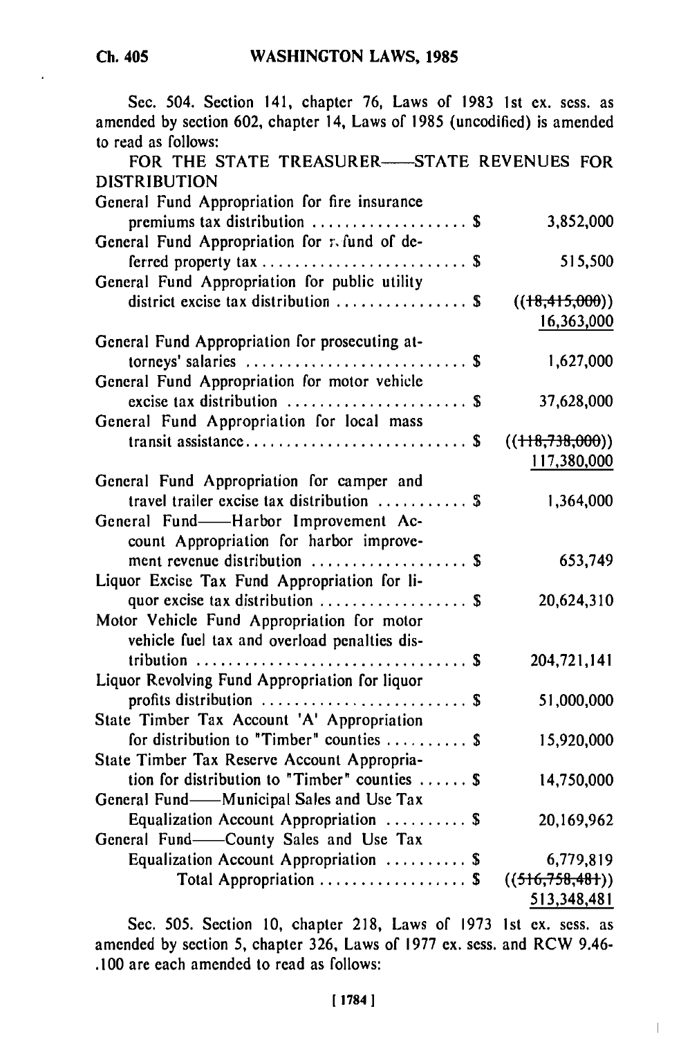Sec. 504. Section 141, chapter 76, Laws of 1983 1st ex. sess. as amended by section 602, chapter 14, Laws of 1985 (uncodified) is amended to read as follows:

FOR THE STATE TREASURER——STATE REVENUES FOR DISTRIBUTION

| | |
|---|---|
| General Fund Appropriation for fire insurance premiums tax distribution . . . . . . . . . . . . . . . . . . $ | 3,852,000 |
| General Fund Appropriation for refund of deferred property tax . . . . . . . . . . . . . . . . . . . . . . . . $ | 515,500 |
| General Fund Appropriation for public utility district excise tax distribution . . . . . . . . . . . . . . . $ | ((~~18,415,000~~)) <u>16,363,000</u> |
| General Fund Appropriation for prosecuting attorneys' salaries . . . . . . . . . . . . . . . . . . . . . . . . . $ | 1,627,000 |
| General Fund Appropriation for motor vehicle excise tax distribution . . . . . . . . . . . . . . . . . . . . . $ | 37,628,000 |
| General Fund Appropriation for local mass transit assistance . . . . . . . . . . . . . . . . . . . . . . . . . . $ | ((~~118,738,000~~)) <u>117,380,000</u> |
| General Fund Appropriation for camper and travel trailer excise tax distribution . . . . . . . . . . . $ | 1,364,000 |
| General Fund——Harbor Improvement Account Appropriation for harbor improvement revenue distribution . . . . . . . . . . . . . . . . . . $ | 653,749 |
| Liquor Excise Tax Fund Appropriation for liquor excise tax distribution . . . . . . . . . . . . . . . . . . $ | 20,624,310 |
| Motor Vehicle Fund Appropriation for motor vehicle fuel tax and overload penalties distribution . . . . . . . . . . . . . . . . . . . . . . . . . . . . . . . . $ | 204,721,141 |
| Liquor Revolving Fund Appropriation for liquor profits distribution . . . . . . . . . . . . . . . . . . . . . . . . $ | 51,000,000 |
| State Timber Tax Account 'A' Appropriation for distribution to "Timber" counties . . . . . . . . . . $ | 15,920,000 |
| State Timber Tax Reserve Account Appropriation for distribution to "Timber" counties . . . . . . $ | 14,750,000 |
| General Fund——Municipal Sales and Use Tax Equalization Account Appropriation . . . . . . . . . . $ | 20,169,962 |
| General Fund——County Sales and Use Tax Equalization Account Appropriation . . . . . . . . . . $ | 6,779,819 |
| Total Appropriation . . . . . . . . . . . . . . . . . . $ | ((~~516,758,481~~)) <u>513,348,481</u> |

Sec. 505. Section 10, chapter 218, Laws of 1973 1st ex. sess. as amended by section 5, chapter 326, Laws of 1977 ex. sess. and RCW 9.46-.100 are each amended to read as follows: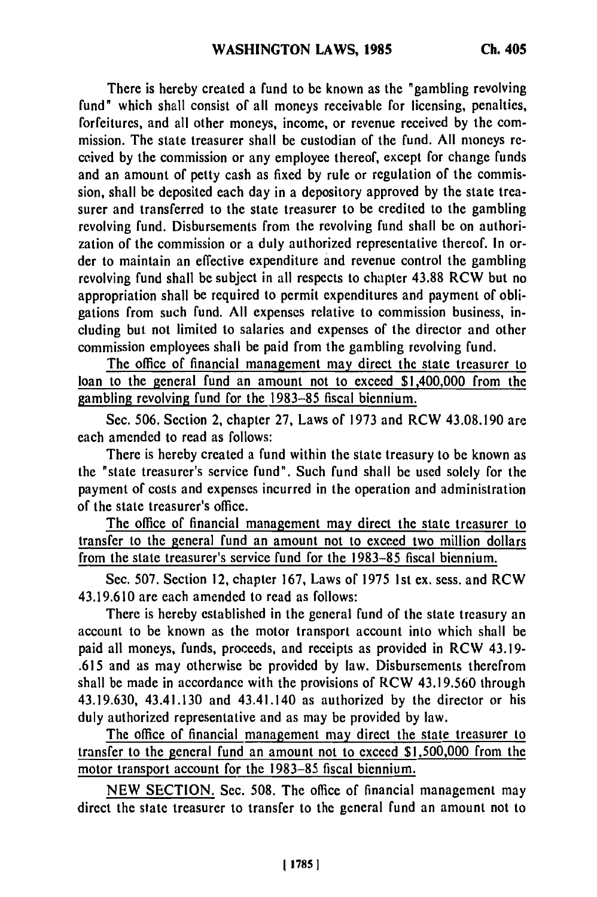There is hereby created a fund to be known as the "gambling revolving fund" which shall consist of all moneys receivable for licensing, penalties, forfeitures, and all other moneys, income, or revenue received by the commission. The state treasurer shall be custodian of the fund. All moneys received by the commission or any employee thereof, except for change funds and an amount of petty cash as fixed by rule or regulation of the commission, shall be deposited each day in a depository approved by the state treasurer and transferred to the state treasurer to be credited to the gambling revolving fund. Disbursements from the revolving fund shall be on authorization of the commission or a duly authorized representative thereof. In order to maintain an effective expenditure and revenue control the gambling revolving fund shall be subject in all respects to chapter 43.88 RCW but no appropriation shall be required to permit expenditures and payment of obligations from such fund. All expenses relative to commission business, including but not limited to salaries and expenses of the director and other commission employees shall be paid from the gambling revolving fund.

<u>The office of financial management may direct the state treasurer to loan to the general fund an amount not to exceed $1,400,000 from the gambling revolving fund for the 1983-85 fiscal biennium.</u>

Sec. 506. Section 2, chapter 27, Laws of 1973 and RCW 43.08.190 are each amended to read as follows:

There is hereby created a fund within the state treasury to be known as the "state treasurer's service fund". Such fund shall be used solely for the payment of costs and expenses incurred in the operation and administration of the state treasurer's office.

<u>The office of financial management may direct the state treasurer to transfer to the general fund an amount not to exceed two million dollars from the state treasurer's service fund for the 1983-85 fiscal biennium.</u>

Sec. 507. Section 12, chapter 167, Laws of 1975 1st ex. sess. and RCW 43.19.610 are each amended to read as follows:

There is hereby established in the general fund of the state treasury an account to be known as the motor transport account into which shall be paid all moneys, funds, proceeds, and receipts as provided in RCW 43.19.615 and as may otherwise be provided by law. Disbursements therefrom shall be made in accordance with the provisions of RCW 43.19.560 through 43.19.630, 43.41.130 and 43.41.140 as authorized by the director or his duly authorized representative and as may be provided by law.

<u>The office of financial management may direct the state treasurer to transfer to the general fund an amount not to exceed $1,500,000 from the motor transport account for the 1983-85 fiscal biennium.</u>

<u>NEW SECTION.</u> Sec. 508. The office of financial management may direct the state treasurer to transfer to the general fund an amount not to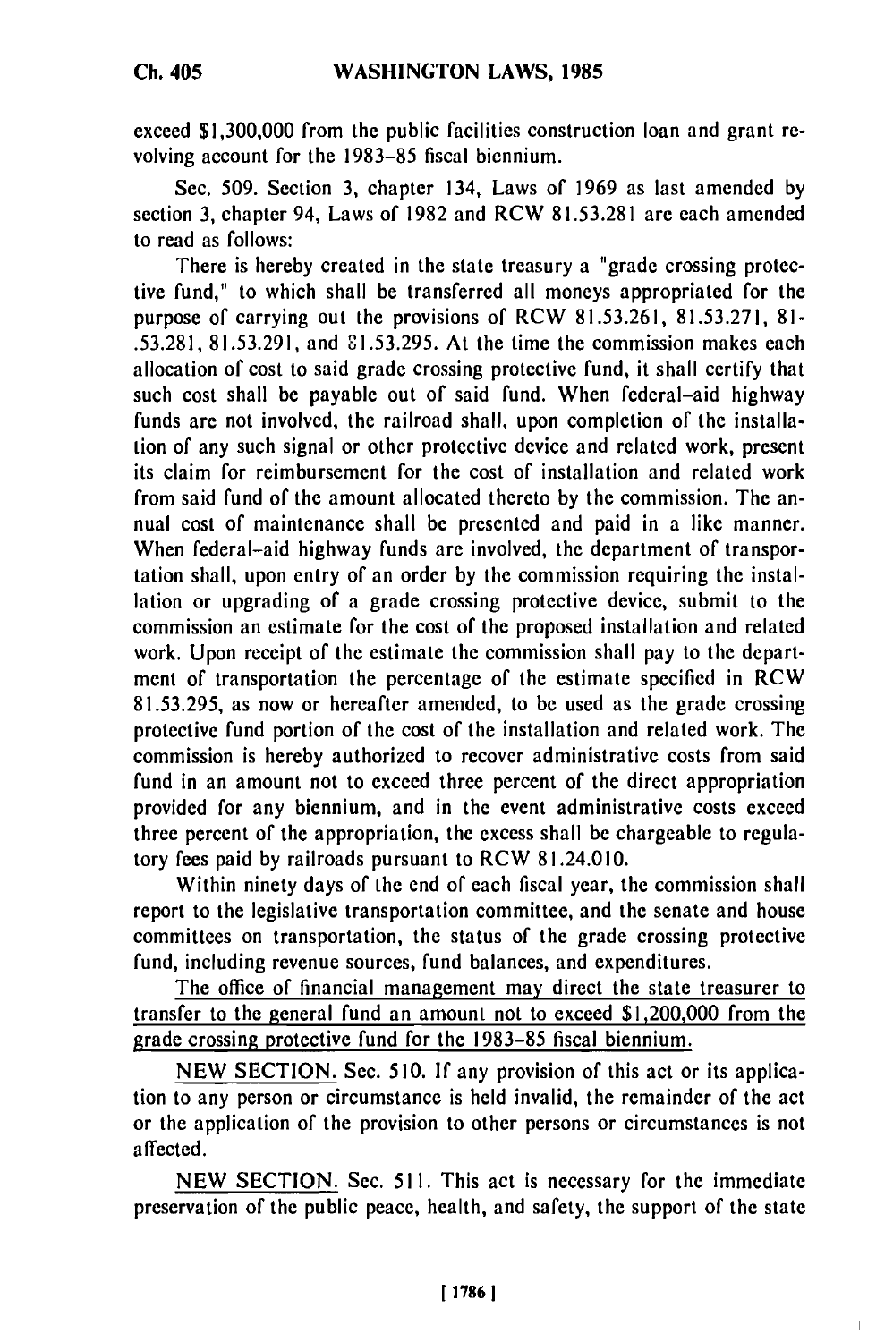exceed $1,300,000 from the public facilities construction loan and grant revolving account for the 1983-85 fiscal biennium.

Sec. 509. Section 3, chapter 134, Laws of 1969 as last amended by section 3, chapter 94, Laws of 1982 and RCW 81.53.281 are each amended to read as follows:

There is hereby created in the state treasury a "grade crossing protective fund," to which shall be transferred all moneys appropriated for the purpose of carrying out the provisions of RCW 81.53.261, 81.53.271, 81-.53.281, 81.53.291, and 81.53.295. At the time the commission makes each allocation of cost to said grade crossing protective fund, it shall certify that such cost shall be payable out of said fund. When federal-aid highway funds are not involved, the railroad shall, upon completion of the installation of any such signal or other protective device and related work, present its claim for reimbursement for the cost of installation and related work from said fund of the amount allocated thereto by the commission. The annual cost of maintenance shall be presented and paid in a like manner. When federal-aid highway funds are involved, the department of transportation shall, upon entry of an order by the commission requiring the installation or upgrading of a grade crossing protective device, submit to the commission an estimate for the cost of the proposed installation and related work. Upon receipt of the estimate the commission shall pay to the department of transportation the percentage of the estimate specified in RCW 81.53.295, as now or hereafter amended, to be used as the grade crossing protective fund portion of the cost of the installation and related work. The commission is hereby authorized to recover administrative costs from said fund in an amount not to exceed three percent of the direct appropriation provided for any biennium, and in the event administrative costs exceed three percent of the appropriation, the excess shall be chargeable to regulatory fees paid by railroads pursuant to RCW 81.24.010.

Within ninety days of the end of each fiscal year, the commission shall report to the legislative transportation committee, and the senate and house committees on transportation, the status of the grade crossing protective fund, including revenue sources, fund balances, and expenditures.

<u>The office of financial management may direct the state treasurer to transfer to the general fund an amount not to exceed $1,200,000 from the grade crossing protective fund for the 1983-85 fiscal biennium.</u>

<u>NEW SECTION.</u> Sec. 510. If any provision of this act or its application to any person or circumstance is held invalid, the remainder of the act or the application of the provision to other persons or circumstances is not affected.

<u>NEW SECTION.</u> Sec. 511. This act is necessary for the immediate preservation of the public peace, health, and safety, the support of the state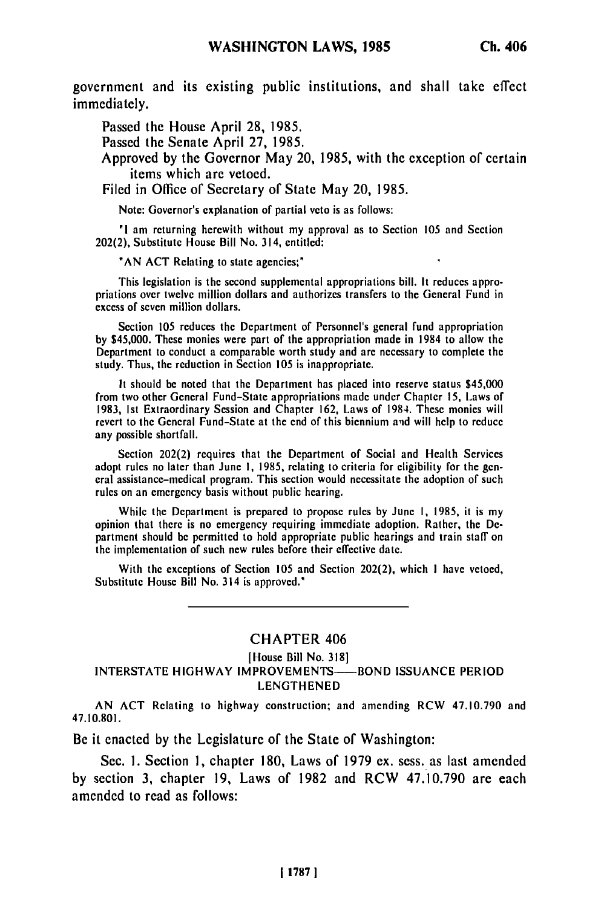government and its existing public institutions, and shall take effect immediately.

Passed the House April 28, 1985.
Passed the Senate April 27, 1985.
Approved by the Governor May 20, 1985, with the exception of certain items which are vetoed.
Filed in Office of Secretary of State May 20, 1985.

Note: Governor's explanation of partial veto is as follows:

"I am returning herewith without my approval as to Section 105 and Section 202(2), Substitute House Bill No. 314, entitled:

"AN ACT Relating to state agencies;"

This legislation is the second supplemental appropriations bill. It reduces appropriations over twelve million dollars and authorizes transfers to the General Fund in excess of seven million dollars.

Section 105 reduces the Department of Personnel's general fund appropriation by $45,000. These monies were part of the appropriation made in 1984 to allow the Department to conduct a comparable worth study and are necessary to complete the study. Thus, the reduction in Section 105 is inappropriate.

It should be noted that the Department has placed into reserve status $45,000 from two other General Fund-State appropriations made under Chapter 15, Laws of 1983, 1st Extraordinary Session and Chapter 162, Laws of 1984. These monies will revert to the General Fund-State at the end of this biennium and will help to reduce any possible shortfall.

Section 202(2) requires that the Department of Social and Health Services adopt rules no later than June 1, 1985, relating to criteria for eligibility for the general assistance-medical program. This section would necessitate the adoption of such rules on an emergency basis without public hearing.

While the Department is prepared to propose rules by June 1, 1985, it is my opinion that there is no emergency requiring immediate adoption. Rather, the Department should be permitted to hold appropriate public hearings and train staff on the implementation of such new rules before their effective date.

With the exceptions of Section 105 and Section 202(2), which I have vetoed, Substitute House Bill No. 314 is approved."

---

## CHAPTER 406

[House Bill No. 318]

### INTERSTATE HIGHWAY IMPROVEMENTS—BOND ISSUANCE PERIOD LENGTHENED

AN ACT Relating to highway construction; and amending RCW 47.10.790 and 47.10.801.

Be it enacted by the Legislature of the State of Washington:

Sec. 1. Section 1, chapter 180, Laws of 1979 ex. sess. as last amended by section 3, chapter 19, Laws of 1982 and RCW 47.10.790 are each amended to read as follows: